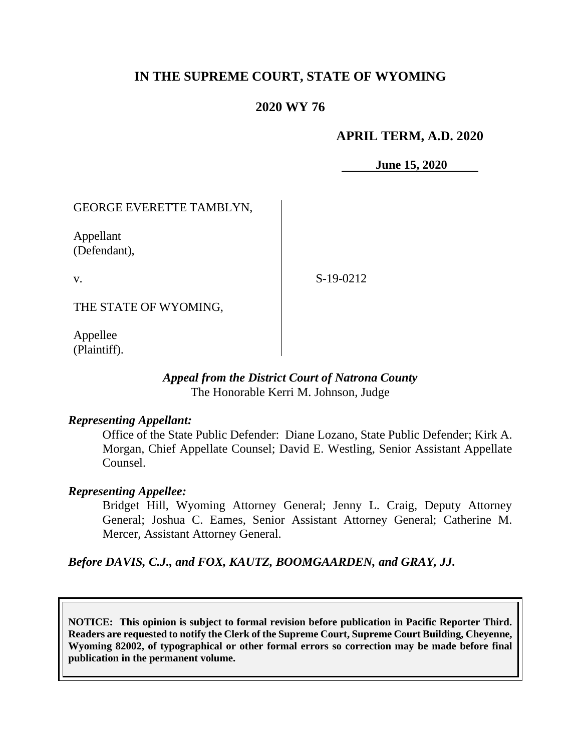# IN THE SUPREME COURT, STATE OF WYOMING

## 2020 WY 76

**APRIL TERM, A.D. 2020**

**June 15, 2020**

GEORGE EVERETTE TAMBLYN,

Appellant
(Defendant),

v.

THE STATE OF WYOMING,

Appellee
(Plaintiff).

S-19-0212

***Appeal from the District Court of Natrona County***
The Honorable Kerri M. Johnson, Judge

***Representing Appellant:***

Office of the State Public Defender: Diane Lozano, State Public Defender; Kirk A. Morgan, Chief Appellate Counsel; David E. Westling, Senior Assistant Appellate Counsel.

***Representing Appellee:***

Bridget Hill, Wyoming Attorney General; Jenny L. Craig, Deputy Attorney General; Joshua C. Eames, Senior Assistant Attorney General; Catherine M. Mercer, Assistant Attorney General.

***Before DAVIS, C.J., and FOX, KAUTZ, BOOMGAARDEN, and GRAY, JJ.***

**NOTICE: This opinion is subject to formal revision before publication in Pacific Reporter Third. Readers are requested to notify the Clerk of the Supreme Court, Supreme Court Building, Cheyenne, Wyoming 82002, of typographical or other formal errors so correction may be made before final publication in the permanent volume.**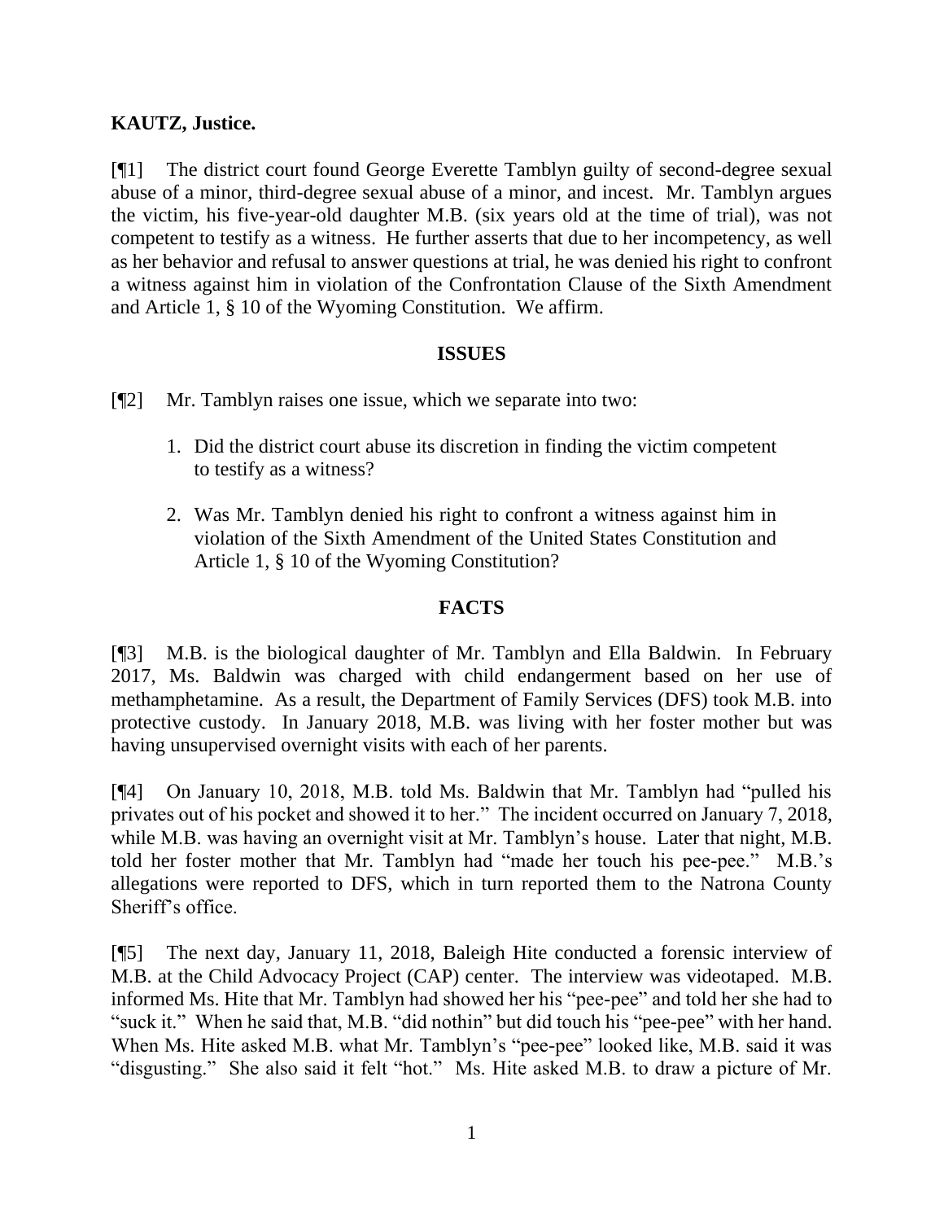**KAUTZ, Justice.**

[¶1] The district court found George Everette Tamblyn guilty of second-degree sexual abuse of a minor, third-degree sexual abuse of a minor, and incest. Mr. Tamblyn argues the victim, his five-year-old daughter M.B. (six years old at the time of trial), was not competent to testify as a witness. He further asserts that due to her incompetency, as well as her behavior and refusal to answer questions at trial, he was denied his right to confront a witness against him in violation of the Confrontation Clause of the Sixth Amendment and Article 1, § 10 of the Wyoming Constitution. We affirm.

## ISSUES

[¶2] Mr. Tamblyn raises one issue, which we separate into two:

1. Did the district court abuse its discretion in finding the victim competent to testify as a witness?
2. Was Mr. Tamblyn denied his right to confront a witness against him in violation of the Sixth Amendment of the United States Constitution and Article 1, § 10 of the Wyoming Constitution?

## FACTS

[¶3] M.B. is the biological daughter of Mr. Tamblyn and Ella Baldwin. In February 2017, Ms. Baldwin was charged with child endangerment based on her use of methamphetamine. As a result, the Department of Family Services (DFS) took M.B. into protective custody. In January 2018, M.B. was living with her foster mother but was having unsupervised overnight visits with each of her parents.

[¶4] On January 10, 2018, M.B. told Ms. Baldwin that Mr. Tamblyn had "pulled his privates out of his pocket and showed it to her." The incident occurred on January 7, 2018, while M.B. was having an overnight visit at Mr. Tamblyn's house. Later that night, M.B. told her foster mother that Mr. Tamblyn had "made her touch his pee-pee." M.B.'s allegations were reported to DFS, which in turn reported them to the Natrona County Sheriff's office.

[¶5] The next day, January 11, 2018, Baleigh Hite conducted a forensic interview of M.B. at the Child Advocacy Project (CAP) center. The interview was videotaped. M.B. informed Ms. Hite that Mr. Tamblyn had showed her his "pee-pee" and told her she had to "suck it." When he said that, M.B. "did nothin" but did touch his "pee-pee" with her hand. When Ms. Hite asked M.B. what Mr. Tamblyn's "pee-pee" looked like, M.B. said it was "disgusting." She also said it felt "hot." Ms. Hite asked M.B. to draw a picture of Mr.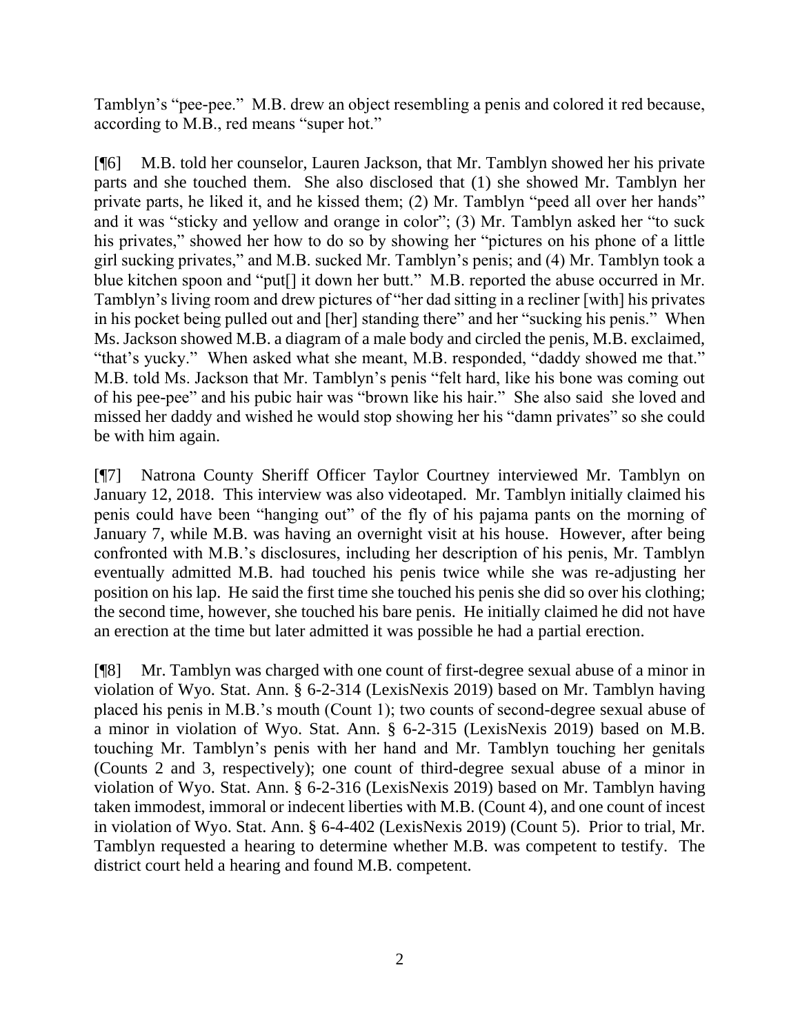Tamblyn's "pee-pee." M.B. drew an object resembling a penis and colored it red because, according to M.B., red means "super hot."

[¶6] M.B. told her counselor, Lauren Jackson, that Mr. Tamblyn showed her his private parts and she touched them. She also disclosed that (1) she showed Mr. Tamblyn her private parts, he liked it, and he kissed them; (2) Mr. Tamblyn "peed all over her hands" and it was "sticky and yellow and orange in color"; (3) Mr. Tamblyn asked her "to suck his privates," showed her how to do so by showing her "pictures on his phone of a little girl sucking privates," and M.B. sucked Mr. Tamblyn's penis; and (4) Mr. Tamblyn took a blue kitchen spoon and "put[] it down her butt." M.B. reported the abuse occurred in Mr. Tamblyn's living room and drew pictures of "her dad sitting in a recliner [with] his privates in his pocket being pulled out and [her] standing there" and her "sucking his penis." When Ms. Jackson showed M.B. a diagram of a male body and circled the penis, M.B. exclaimed, "that's yucky." When asked what she meant, M.B. responded, "daddy showed me that." M.B. told Ms. Jackson that Mr. Tamblyn's penis "felt hard, like his bone was coming out of his pee-pee" and his pubic hair was "brown like his hair." She also said she loved and missed her daddy and wished he would stop showing her his "damn privates" so she could be with him again.

[¶7] Natrona County Sheriff Officer Taylor Courtney interviewed Mr. Tamblyn on January 12, 2018. This interview was also videotaped. Mr. Tamblyn initially claimed his penis could have been "hanging out" of the fly of his pajama pants on the morning of January 7, while M.B. was having an overnight visit at his house. However, after being confronted with M.B.'s disclosures, including her description of his penis, Mr. Tamblyn eventually admitted M.B. had touched his penis twice while she was re-adjusting her position on his lap. He said the first time she touched his penis she did so over his clothing; the second time, however, she touched his bare penis. He initially claimed he did not have an erection at the time but later admitted it was possible he had a partial erection.

[¶8] Mr. Tamblyn was charged with one count of first-degree sexual abuse of a minor in violation of Wyo. Stat. Ann. § 6-2-314 (LexisNexis 2019) based on Mr. Tamblyn having placed his penis in M.B.'s mouth (Count 1); two counts of second-degree sexual abuse of a minor in violation of Wyo. Stat. Ann. § 6-2-315 (LexisNexis 2019) based on M.B. touching Mr. Tamblyn's penis with her hand and Mr. Tamblyn touching her genitals (Counts 2 and 3, respectively); one count of third-degree sexual abuse of a minor in violation of Wyo. Stat. Ann. § 6-2-316 (LexisNexis 2019) based on Mr. Tamblyn having taken immodest, immoral or indecent liberties with M.B. (Count 4), and one count of incest in violation of Wyo. Stat. Ann. § 6-4-402 (LexisNexis 2019) (Count 5). Prior to trial, Mr. Tamblyn requested a hearing to determine whether M.B. was competent to testify. The district court held a hearing and found M.B. competent.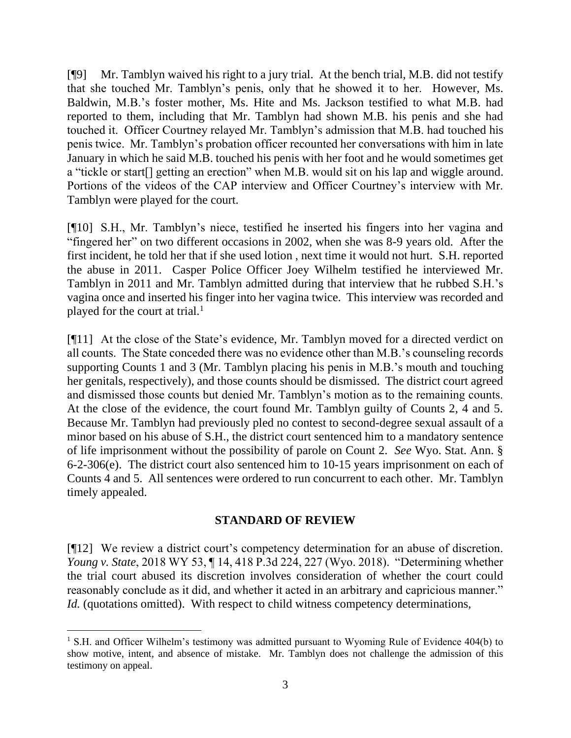[¶9] Mr. Tamblyn waived his right to a jury trial. At the bench trial, M.B. did not testify that she touched Mr. Tamblyn's penis, only that he showed it to her. However, Ms. Baldwin, M.B.'s foster mother, Ms. Hite and Ms. Jackson testified to what M.B. had reported to them, including that Mr. Tamblyn had shown M.B. his penis and she had touched it. Officer Courtney relayed Mr. Tamblyn's admission that M.B. had touched his penis twice. Mr. Tamblyn's probation officer recounted her conversations with him in late January in which he said M.B. touched his penis with her foot and he would sometimes get a "tickle or start[] getting an erection" when M.B. would sit on his lap and wiggle around. Portions of the videos of the CAP interview and Officer Courtney's interview with Mr. Tamblyn were played for the court.

[¶10] S.H., Mr. Tamblyn's niece, testified he inserted his fingers into her vagina and "fingered her" on two different occasions in 2002, when she was 8-9 years old. After the first incident, he told her that if she used lotion , next time it would not hurt. S.H. reported the abuse in 2011. Casper Police Officer Joey Wilhelm testified he interviewed Mr. Tamblyn in 2011 and Mr. Tamblyn admitted during that interview that he rubbed S.H.'s vagina once and inserted his finger into her vagina twice. This interview was recorded and played for the court at trial.[1]

[¶11] At the close of the State's evidence, Mr. Tamblyn moved for a directed verdict on all counts. The State conceded there was no evidence other than M.B.'s counseling records supporting Counts 1 and 3 (Mr. Tamblyn placing his penis in M.B.'s mouth and touching her genitals, respectively), and those counts should be dismissed. The district court agreed and dismissed those counts but denied Mr. Tamblyn's motion as to the remaining counts. At the close of the evidence, the court found Mr. Tamblyn guilty of Counts 2, 4 and 5. Because Mr. Tamblyn had previously pled no contest to second-degree sexual assault of a minor based on his abuse of S.H., the district court sentenced him to a mandatory sentence of life imprisonment without the possibility of parole on Count 2. *See* Wyo. Stat. Ann. § 6-2-306(e). The district court also sentenced him to 10-15 years imprisonment on each of Counts 4 and 5. All sentences were ordered to run concurrent to each other. Mr. Tamblyn timely appealed.

## STANDARD OF REVIEW

[¶12] We review a district court's competency determination for an abuse of discretion. *Young v. State*, 2018 WY 53, ¶ 14, 418 P.3d 224, 227 (Wyo. 2018). "Determining whether the trial court abused its discretion involves consideration of whether the court could reasonably conclude as it did, and whether it acted in an arbitrary and capricious manner." *Id.* (quotations omitted). With respect to child witness competency determinations,

---

[1] S.H. and Officer Wilhelm's testimony was admitted pursuant to Wyoming Rule of Evidence 404(b) to show motive, intent, and absence of mistake. Mr. Tamblyn does not challenge the admission of this testimony on appeal.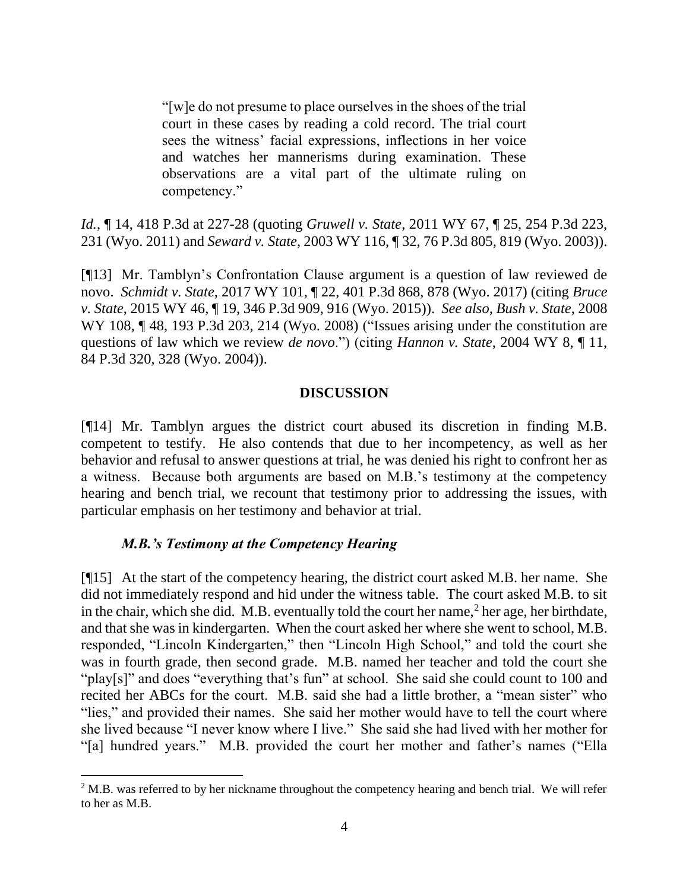> "[w]e do not presume to place ourselves in the shoes of the trial court in these cases by reading a cold record. The trial court sees the witness' facial expressions, inflections in her voice and watches her mannerisms during examination. These observations are a vital part of the ultimate ruling on competency."

*Id.*, ¶ 14, 418 P.3d at 227-28 (quoting *Gruwell v. State*, 2011 WY 67, ¶ 25, 254 P.3d 223, 231 (Wyo. 2011) and *Seward v. State*, 2003 WY 116, ¶ 32, 76 P.3d 805, 819 (Wyo. 2003)).

[¶13] Mr. Tamblyn's Confrontation Clause argument is a question of law reviewed de novo. *Schmidt v. State*, 2017 WY 101, ¶ 22, 401 P.3d 868, 878 (Wyo. 2017) (citing *Bruce v. State*, 2015 WY 46, ¶ 19, 346 P.3d 909, 916 (Wyo. 2015)). *See also, Bush v. State*, 2008 WY 108, ¶ 48, 193 P.3d 203, 214 (Wyo. 2008) ("Issues arising under the constitution are questions of law which we review *de novo*.") (citing *Hannon v. State,* 2004 WY 8, ¶ 11, 84 P.3d 320, 328 (Wyo. 2004)).

## DISCUSSION

[¶14] Mr. Tamblyn argues the district court abused its discretion in finding M.B. competent to testify. He also contends that due to her incompetency, as well as her behavior and refusal to answer questions at trial, he was denied his right to confront her as a witness. Because both arguments are based on M.B.'s testimony at the competency hearing and bench trial, we recount that testimony prior to addressing the issues, with particular emphasis on her testimony and behavior at trial.

### *M.B.'s Testimony at the Competency Hearing*

[¶15] At the start of the competency hearing, the district court asked M.B. her name. She did not immediately respond and hid under the witness table. The court asked M.B. to sit in the chair, which she did. M.B. eventually told the court her name,[2] her age, her birthdate, and that she was in kindergarten. When the court asked her where she went to school, M.B. responded, "Lincoln Kindergarten," then "Lincoln High School," and told the court she was in fourth grade, then second grade. M.B. named her teacher and told the court she "play[s]" and does "everything that's fun" at school. She said she could count to 100 and recited her ABCs for the court. M.B. said she had a little brother, a "mean sister" who "lies," and provided their names. She said her mother would have to tell the court where she lived because "I never know where I live." She said she had lived with her mother for "[a] hundred years." M.B. provided the court her mother and father's names ("Ella

[2] M.B. was referred to by her nickname throughout the competency hearing and bench trial. We will refer to her as M.B.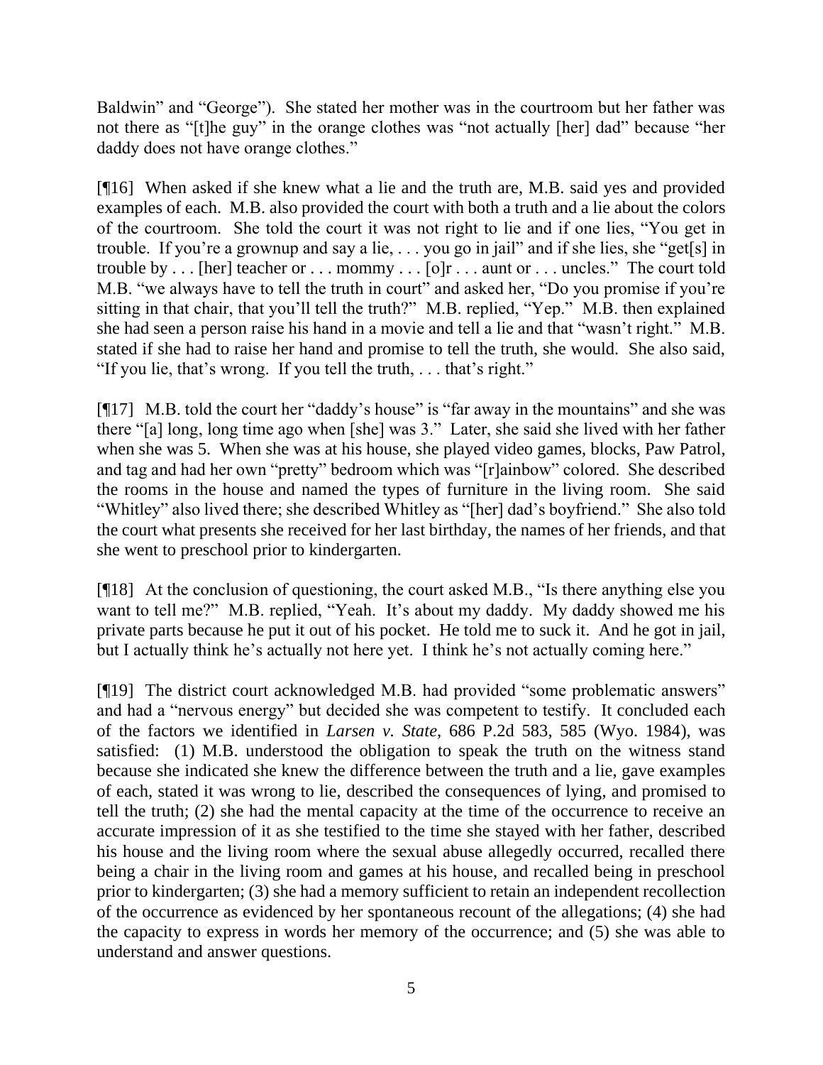Baldwin" and "George"). She stated her mother was in the courtroom but her father was not there as "[t]he guy" in the orange clothes was "not actually [her] dad" because "her daddy does not have orange clothes."

[¶16] When asked if she knew what a lie and the truth are, M.B. said yes and provided examples of each. M.B. also provided the court with both a truth and a lie about the colors of the courtroom. She told the court it was not right to lie and if one lies, "You get in trouble. If you're a grownup and say a lie, . . . you go in jail" and if she lies, she "get[s] in trouble by . . . [her] teacher or . . . mommy . . . [o]r . . . aunt or . . . uncles." The court told M.B. "we always have to tell the truth in court" and asked her, "Do you promise if you're sitting in that chair, that you'll tell the truth?" M.B. replied, "Yep." M.B. then explained she had seen a person raise his hand in a movie and tell a lie and that "wasn't right." M.B. stated if she had to raise her hand and promise to tell the truth, she would. She also said, "If you lie, that's wrong. If you tell the truth, . . . that's right."

[¶17] M.B. told the court her "daddy's house" is "far away in the mountains" and she was there "[a] long, long time ago when [she] was 3." Later, she said she lived with her father when she was 5. When she was at his house, she played video games, blocks, Paw Patrol, and tag and had her own "pretty" bedroom which was "[r]ainbow" colored. She described the rooms in the house and named the types of furniture in the living room. She said "Whitley" also lived there; she described Whitley as "[her] dad's boyfriend." She also told the court what presents she received for her last birthday, the names of her friends, and that she went to preschool prior to kindergarten.

[¶18] At the conclusion of questioning, the court asked M.B., "Is there anything else you want to tell me?" M.B. replied, "Yeah. It's about my daddy. My daddy showed me his private parts because he put it out of his pocket. He told me to suck it. And he got in jail, but I actually think he's actually not here yet. I think he's not actually coming here."

[¶19] The district court acknowledged M.B. had provided "some problematic answers" and had a "nervous energy" but decided she was competent to testify. It concluded each of the factors we identified in *Larsen v. State*, 686 P.2d 583, 585 (Wyo. 1984), was satisfied: (1) M.B. understood the obligation to speak the truth on the witness stand because she indicated she knew the difference between the truth and a lie, gave examples of each, stated it was wrong to lie, described the consequences of lying, and promised to tell the truth; (2) she had the mental capacity at the time of the occurrence to receive an accurate impression of it as she testified to the time she stayed with her father, described his house and the living room where the sexual abuse allegedly occurred, recalled there being a chair in the living room and games at his house, and recalled being in preschool prior to kindergarten; (3) she had a memory sufficient to retain an independent recollection of the occurrence as evidenced by her spontaneous recount of the allegations; (4) she had the capacity to express in words her memory of the occurrence; and (5) she was able to understand and answer questions.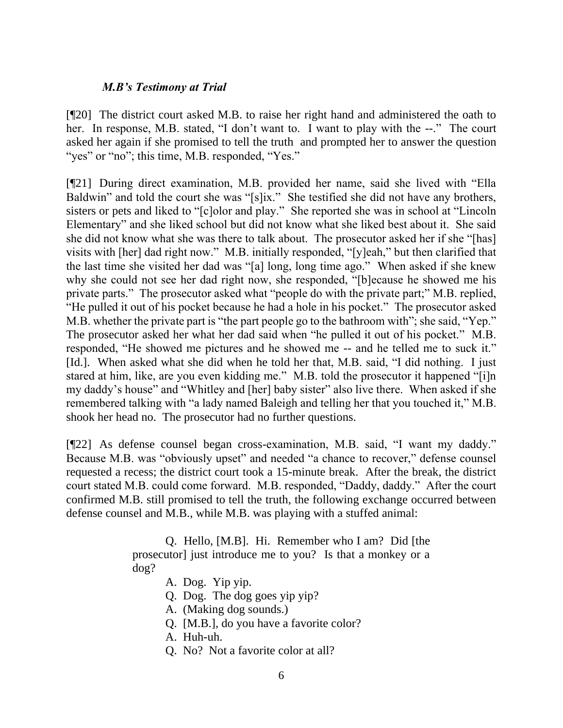***M.B's Testimony at Trial***

[¶20] The district court asked M.B. to raise her right hand and administered the oath to her. In response, M.B. stated, "I don't want to. I want to play with the --." The court asked her again if she promised to tell the truth and prompted her to answer the question "yes" or "no"; this time, M.B. responded, "Yes."

[¶21] During direct examination, M.B. provided her name, said she lived with "Ella Baldwin" and told the court she was "[s]ix." She testified she did not have any brothers, sisters or pets and liked to "[c]olor and play." She reported she was in school at "Lincoln Elementary" and she liked school but did not know what she liked best about it. She said she did not know what she was there to talk about. The prosecutor asked her if she "[has] visits with [her] dad right now." M.B. initially responded, "[y]eah," but then clarified that the last time she visited her dad was "[a] long, long time ago." When asked if she knew why she could not see her dad right now, she responded, "[b]ecause he showed me his private parts." The prosecutor asked what "people do with the private part;" M.B. replied, "He pulled it out of his pocket because he had a hole in his pocket." The prosecutor asked M.B. whether the private part is "the part people go to the bathroom with"; she said, "Yep." The prosecutor asked her what her dad said when "he pulled it out of his pocket." M.B. responded, "He showed me pictures and he showed me -- and he telled me to suck it." [Id.]. When asked what she did when he told her that, M.B. said, "I did nothing. I just stared at him, like, are you even kidding me." M.B. told the prosecutor it happened "[i]n my daddy's house" and "Whitley and [her] baby sister" also live there. When asked if she remembered talking with "a lady named Baleigh and telling her that you touched it," M.B. shook her head no. The prosecutor had no further questions.

[¶22] As defense counsel began cross-examination, M.B. said, "I want my daddy." Because M.B. was "obviously upset" and needed "a chance to recover," defense counsel requested a recess; the district court took a 15-minute break. After the break, the district court stated M.B. could come forward. M.B. responded, "Daddy, daddy." After the court confirmed M.B. still promised to tell the truth, the following exchange occurred between defense counsel and M.B., while M.B. was playing with a stuffed animal:

> Q. Hello, [M.B]. Hi. Remember who I am? Did [the prosecutor] just introduce me to you? Is that a monkey or a dog?
>
> A. Dog. Yip yip.
>
> Q. Dog. The dog goes yip yip?
>
> A. (Making dog sounds.)
>
> Q. [M.B.], do you have a favorite color?
>
> A. Huh-uh.
>
> Q. No? Not a favorite color at all?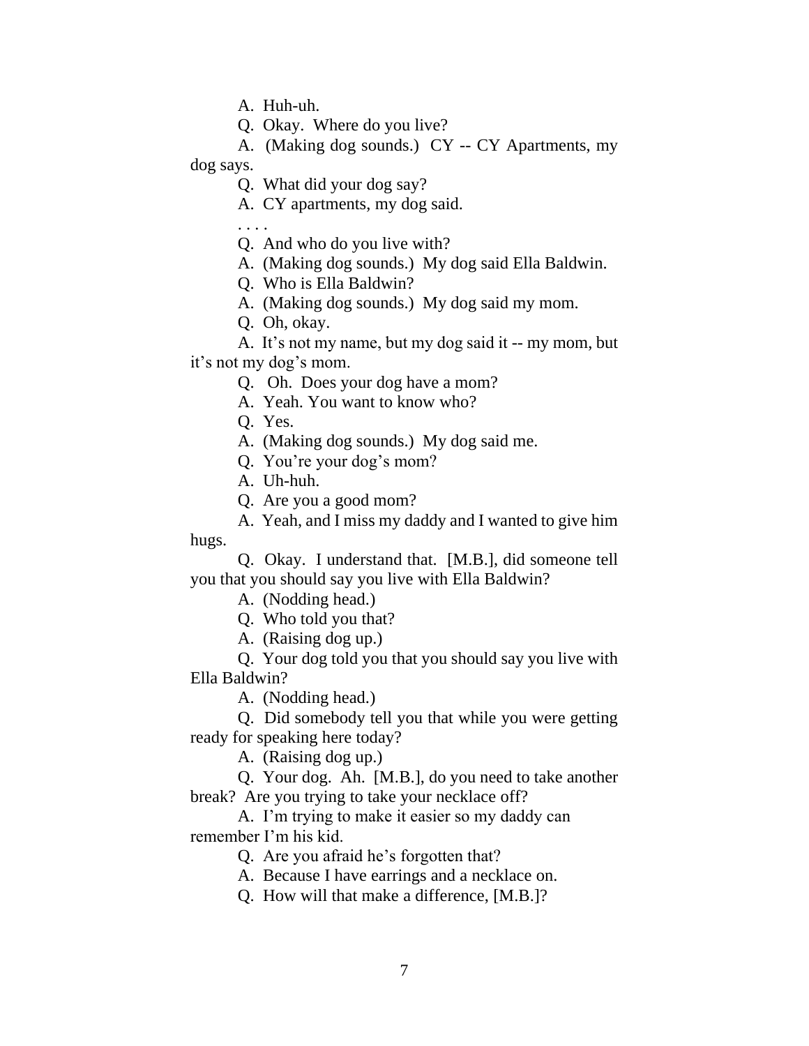A. Huh-uh.

Q. Okay. Where do you live?

A. (Making dog sounds.) CY -- CY Apartments, my dog says.

Q. What did your dog say?

A. CY apartments, my dog said.

. . . .

Q. And who do you live with?

A. (Making dog sounds.) My dog said Ella Baldwin.

Q. Who is Ella Baldwin?

A. (Making dog sounds.) My dog said my mom.

Q. Oh, okay.

A. It's not my name, but my dog said it -- my mom, but it's not my dog's mom.

Q. Oh. Does your dog have a mom?

A. Yeah. You want to know who?

Q. Yes.

A. (Making dog sounds.) My dog said me.

Q. You're your dog's mom?

A. Uh-huh.

Q. Are you a good mom?

A. Yeah, and I miss my daddy and I wanted to give him hugs.

Q. Okay. I understand that. [M.B.], did someone tell you that you should say you live with Ella Baldwin?

A. (Nodding head.)

Q. Who told you that?

A. (Raising dog up.)

Q. Your dog told you that you should say you live with Ella Baldwin?

A. (Nodding head.)

Q. Did somebody tell you that while you were getting ready for speaking here today?

A. (Raising dog up.)

Q. Your dog. Ah. [M.B.], do you need to take another break? Are you trying to take your necklace off?

A. I'm trying to make it easier so my daddy can remember I'm his kid.

Q. Are you afraid he's forgotten that?

A. Because I have earrings and a necklace on.

Q. How will that make a difference, [M.B.]?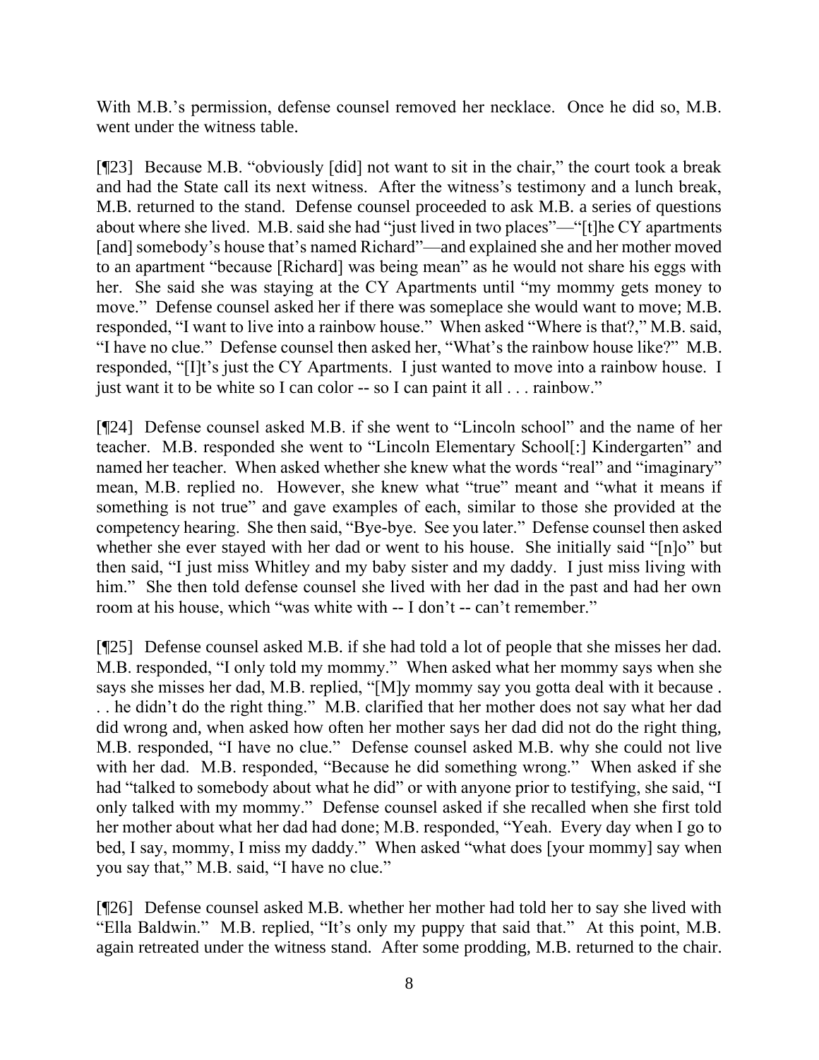With M.B.'s permission, defense counsel removed her necklace. Once he did so, M.B. went under the witness table.

[¶23] Because M.B. "obviously [did] not want to sit in the chair," the court took a break and had the State call its next witness. After the witness's testimony and a lunch break, M.B. returned to the stand. Defense counsel proceeded to ask M.B. a series of questions about where she lived. M.B. said she had "just lived in two places"—"[t]he CY apartments [and] somebody's house that's named Richard"—and explained she and her mother moved to an apartment "because [Richard] was being mean" as he would not share his eggs with her. She said she was staying at the CY Apartments until "my mommy gets money to move." Defense counsel asked her if there was someplace she would want to move; M.B. responded, "I want to live into a rainbow house." When asked "Where is that?," M.B. said, "I have no clue." Defense counsel then asked her, "What's the rainbow house like?" M.B. responded, "[I]t's just the CY Apartments. I just wanted to move into a rainbow house. I just want it to be white so I can color -- so I can paint it all . . . rainbow."

[¶24] Defense counsel asked M.B. if she went to "Lincoln school" and the name of her teacher. M.B. responded she went to "Lincoln Elementary School[:] Kindergarten" and named her teacher. When asked whether she knew what the words "real" and "imaginary" mean, M.B. replied no. However, she knew what "true" meant and "what it means if something is not true" and gave examples of each, similar to those she provided at the competency hearing. She then said, "Bye-bye. See you later." Defense counsel then asked whether she ever stayed with her dad or went to his house. She initially said "[n]o" but then said, "I just miss Whitley and my baby sister and my daddy. I just miss living with him." She then told defense counsel she lived with her dad in the past and had her own room at his house, which "was white with -- I don't -- can't remember."

[¶25] Defense counsel asked M.B. if she had told a lot of people that she misses her dad. M.B. responded, "I only told my mommy." When asked what her mommy says when she says she misses her dad, M.B. replied, "[M]y mommy say you gotta deal with it because . . . he didn't do the right thing." M.B. clarified that her mother does not say what her dad did wrong and, when asked how often her mother says her dad did not do the right thing, M.B. responded, "I have no clue." Defense counsel asked M.B. why she could not live with her dad. M.B. responded, "Because he did something wrong." When asked if she had "talked to somebody about what he did" or with anyone prior to testifying, she said, "I only talked with my mommy." Defense counsel asked if she recalled when she first told her mother about what her dad had done; M.B. responded, "Yeah. Every day when I go to bed, I say, mommy, I miss my daddy." When asked "what does [your mommy] say when you say that," M.B. said, "I have no clue."

[¶26] Defense counsel asked M.B. whether her mother had told her to say she lived with "Ella Baldwin." M.B. replied, "It's only my puppy that said that." At this point, M.B. again retreated under the witness stand. After some prodding, M.B. returned to the chair.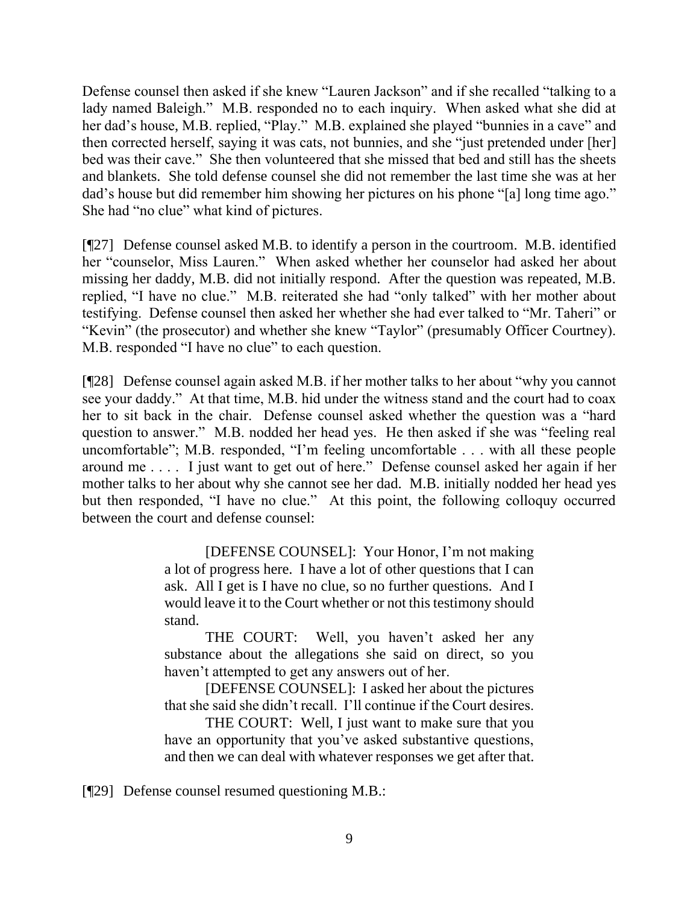Defense counsel then asked if she knew "Lauren Jackson" and if she recalled "talking to a lady named Baleigh." M.B. responded no to each inquiry. When asked what she did at her dad's house, M.B. replied, "Play." M.B. explained she played "bunnies in a cave" and then corrected herself, saying it was cats, not bunnies, and she "just pretended under [her] bed was their cave." She then volunteered that she missed that bed and still has the sheets and blankets. She told defense counsel she did not remember the last time she was at her dad's house but did remember him showing her pictures on his phone "[a] long time ago." She had "no clue" what kind of pictures.

[¶27] Defense counsel asked M.B. to identify a person in the courtroom. M.B. identified her "counselor, Miss Lauren." When asked whether her counselor had asked her about missing her daddy, M.B. did not initially respond. After the question was repeated, M.B. replied, "I have no clue." M.B. reiterated she had "only talked" with her mother about testifying. Defense counsel then asked her whether she had ever talked to "Mr. Taheri" or "Kevin" (the prosecutor) and whether she knew "Taylor" (presumably Officer Courtney). M.B. responded "I have no clue" to each question.

[¶28] Defense counsel again asked M.B. if her mother talks to her about "why you cannot see your daddy." At that time, M.B. hid under the witness stand and the court had to coax her to sit back in the chair. Defense counsel asked whether the question was a "hard question to answer." M.B. nodded her head yes. He then asked if she was "feeling real uncomfortable"; M.B. responded, "I'm feeling uncomfortable . . . with all these people around me . . . . I just want to get out of here." Defense counsel asked her again if her mother talks to her about why she cannot see her dad. M.B. initially nodded her head yes but then responded, "I have no clue." At this point, the following colloquy occurred between the court and defense counsel:

> [DEFENSE COUNSEL]: Your Honor, I'm not making a lot of progress here. I have a lot of other questions that I can ask. All I get is I have no clue, so no further questions. And I would leave it to the Court whether or not this testimony should stand.
>
> THE COURT: Well, you haven't asked her any substance about the allegations she said on direct, so you haven't attempted to get any answers out of her.
>
> [DEFENSE COUNSEL]: I asked her about the pictures that she said she didn't recall. I'll continue if the Court desires.
>
> THE COURT: Well, I just want to make sure that you have an opportunity that you've asked substantive questions, and then we can deal with whatever responses we get after that.

[¶29] Defense counsel resumed questioning M.B.: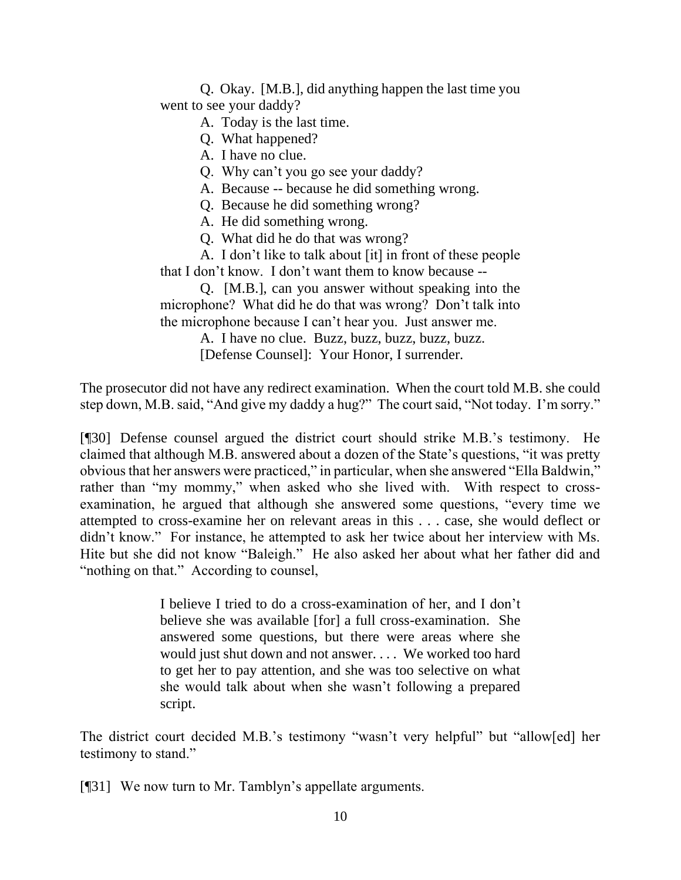> Q. Okay. [M.B.], did anything happen the last time you went to see your daddy?
>
> A. Today is the last time.
>
> Q. What happened?
>
> A. I have no clue.
>
> Q. Why can't you go see your daddy?
>
> A. Because -- because he did something wrong.
>
> Q. Because he did something wrong?
>
> A. He did something wrong.
>
> Q. What did he do that was wrong?
>
> A. I don't like to talk about [it] in front of these people that I don't know. I don't want them to know because --
>
> Q. [M.B.], can you answer without speaking into the microphone? What did he do that was wrong? Don't talk into the microphone because I can't hear you. Just answer me.
>
> A. I have no clue. Buzz, buzz, buzz, buzz, buzz.
>
> [Defense Counsel]: Your Honor, I surrender.

The prosecutor did not have any redirect examination. When the court told M.B. she could step down, M.B. said, "And give my daddy a hug?" The court said, "Not today. I'm sorry."

[¶30] Defense counsel argued the district court should strike M.B.'s testimony. He claimed that although M.B. answered about a dozen of the State's questions, "it was pretty obvious that her answers were practiced," in particular, when she answered "Ella Baldwin," rather than "my mommy," when asked who she lived with. With respect to cross-examination, he argued that although she answered some questions, "every time we attempted to cross-examine her on relevant areas in this . . . case, she would deflect or didn't know." For instance, he attempted to ask her twice about her interview with Ms. Hite but she did not know "Baleigh." He also asked her about what her father did and "nothing on that." According to counsel,

> I believe I tried to do a cross-examination of her, and I don't believe she was available [for] a full cross-examination. She answered some questions, but there were areas where she would just shut down and not answer. . . . We worked too hard to get her to pay attention, and she was too selective on what she would talk about when she wasn't following a prepared script.

The district court decided M.B.'s testimony "wasn't very helpful" but "allow[ed] her testimony to stand."

[¶31] We now turn to Mr. Tamblyn's appellate arguments.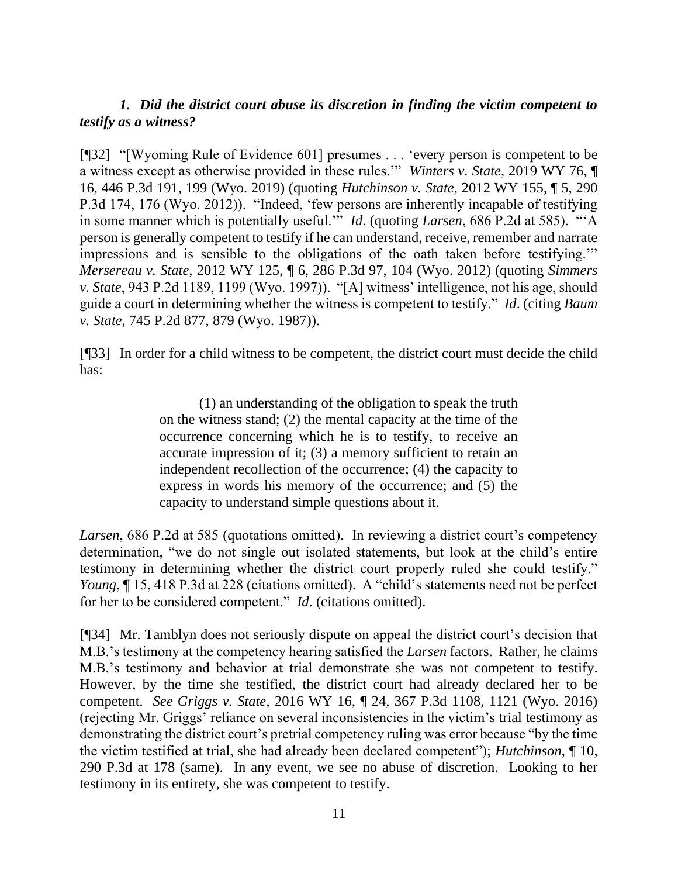### *1. Did the district court abuse its discretion in finding the victim competent to testify as a witness?*

[¶32] "[Wyoming Rule of Evidence 601] presumes . . . 'every person is competent to be a witness except as otherwise provided in these rules.'" *Winters v. State*, 2019 WY 76, ¶ 16, 446 P.3d 191, 199 (Wyo. 2019) (quoting *Hutchinson v. State*, 2012 WY 155, ¶ 5, 290 P.3d 174, 176 (Wyo. 2012)). "Indeed, 'few persons are inherently incapable of testifying in some manner which is potentially useful.'" *Id*. (quoting *Larsen*, 686 P.2d at 585). "'A person is generally competent to testify if he can understand, receive, remember and narrate impressions and is sensible to the obligations of the oath taken before testifying.'" *Mersereau v. State*, 2012 WY 125, ¶ 6, 286 P.3d 97, 104 (Wyo. 2012) (quoting *Simmers v. State*, 943 P.2d 1189, 1199 (Wyo. 1997)). "[A] witness' intelligence, not his age, should guide a court in determining whether the witness is competent to testify." *Id*. (citing *Baum v. State*, 745 P.2d 877, 879 (Wyo. 1987)).

[¶33] In order for a child witness to be competent, the district court must decide the child has:

> (1) an understanding of the obligation to speak the truth on the witness stand; (2) the mental capacity at the time of the occurrence concerning which he is to testify, to receive an accurate impression of it; (3) a memory sufficient to retain an independent recollection of the occurrence; (4) the capacity to express in words his memory of the occurrence; and (5) the capacity to understand simple questions about it.

*Larsen*, 686 P.2d at 585 (quotations omitted). In reviewing a district court's competency determination, "we do not single out isolated statements, but look at the child's entire testimony in determining whether the district court properly ruled she could testify." *Young*, ¶ 15, 418 P.3d at 228 (citations omitted). A "child's statements need not be perfect for her to be considered competent." *Id*. (citations omitted).

[¶34] Mr. Tamblyn does not seriously dispute on appeal the district court's decision that M.B.'s testimony at the competency hearing satisfied the *Larsen* factors. Rather, he claims M.B.'s testimony and behavior at trial demonstrate she was not competent to testify. However, by the time she testified, the district court had already declared her to be competent. *See Griggs v. State*, 2016 WY 16, ¶ 24, 367 P.3d 1108, 1121 (Wyo. 2016) (rejecting Mr. Griggs' reliance on several inconsistencies in the victim's <u>trial</u> testimony as demonstrating the district court's pretrial competency ruling was error because "by the time the victim testified at trial, she had already been declared competent"); *Hutchinson*, ¶ 10, 290 P.3d at 178 (same). In any event, we see no abuse of discretion. Looking to her testimony in its entirety, she was competent to testify.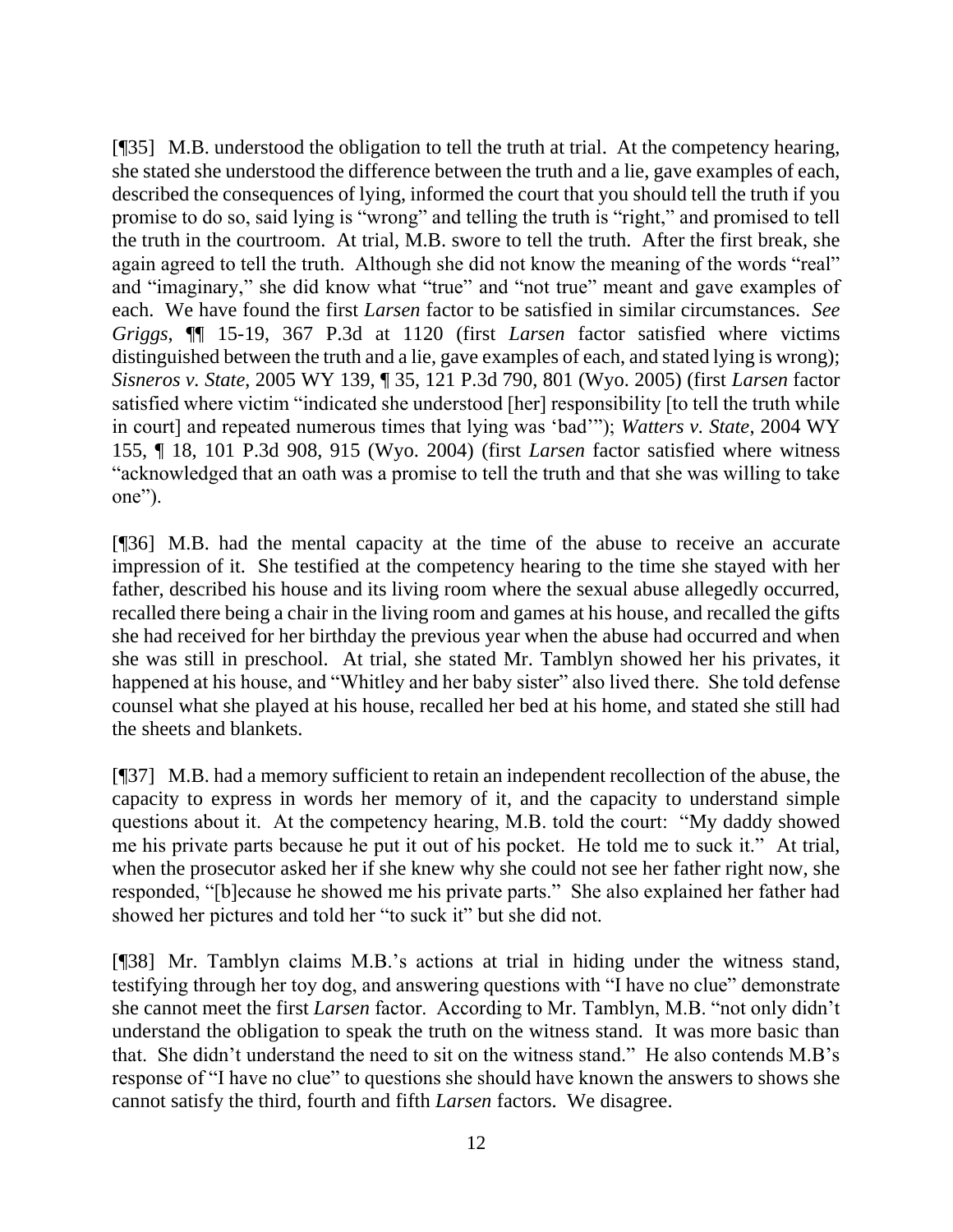[¶35] M.B. understood the obligation to tell the truth at trial. At the competency hearing, she stated she understood the difference between the truth and a lie, gave examples of each, described the consequences of lying, informed the court that you should tell the truth if you promise to do so, said lying is "wrong" and telling the truth is "right," and promised to tell the truth in the courtroom. At trial, M.B. swore to tell the truth. After the first break, she again agreed to tell the truth. Although she did not know the meaning of the words "real" and "imaginary," she did know what "true" and "not true" meant and gave examples of each. We have found the first *Larsen* factor to be satisfied in similar circumstances. *See Griggs*, ¶¶ 15-19, 367 P.3d at 1120 (first *Larsen* factor satisfied where victims distinguished between the truth and a lie, gave examples of each, and stated lying is wrong); *Sisneros v. State*, 2005 WY 139, ¶ 35, 121 P.3d 790, 801 (Wyo. 2005) (first *Larsen* factor satisfied where victim "indicated she understood [her] responsibility [to tell the truth while in court] and repeated numerous times that lying was 'bad'"); *Watters v. State*, 2004 WY 155, ¶ 18, 101 P.3d 908, 915 (Wyo. 2004) (first *Larsen* factor satisfied where witness "acknowledged that an oath was a promise to tell the truth and that she was willing to take one").

[¶36] M.B. had the mental capacity at the time of the abuse to receive an accurate impression of it. She testified at the competency hearing to the time she stayed with her father, described his house and its living room where the sexual abuse allegedly occurred, recalled there being a chair in the living room and games at his house, and recalled the gifts she had received for her birthday the previous year when the abuse had occurred and when she was still in preschool. At trial, she stated Mr. Tamblyn showed her his privates, it happened at his house, and "Whitley and her baby sister" also lived there. She told defense counsel what she played at his house, recalled her bed at his home, and stated she still had the sheets and blankets.

[¶37] M.B. had a memory sufficient to retain an independent recollection of the abuse, the capacity to express in words her memory of it, and the capacity to understand simple questions about it. At the competency hearing, M.B. told the court: "My daddy showed me his private parts because he put it out of his pocket. He told me to suck it." At trial, when the prosecutor asked her if she knew why she could not see her father right now, she responded, "[b]ecause he showed me his private parts." She also explained her father had showed her pictures and told her "to suck it" but she did not.

[¶38] Mr. Tamblyn claims M.B.'s actions at trial in hiding under the witness stand, testifying through her toy dog, and answering questions with "I have no clue" demonstrate she cannot meet the first *Larsen* factor. According to Mr. Tamblyn, M.B. "not only didn't understand the obligation to speak the truth on the witness stand. It was more basic than that. She didn't understand the need to sit on the witness stand." He also contends M.B's response of "I have no clue" to questions she should have known the answers to shows she cannot satisfy the third, fourth and fifth *Larsen* factors. We disagree.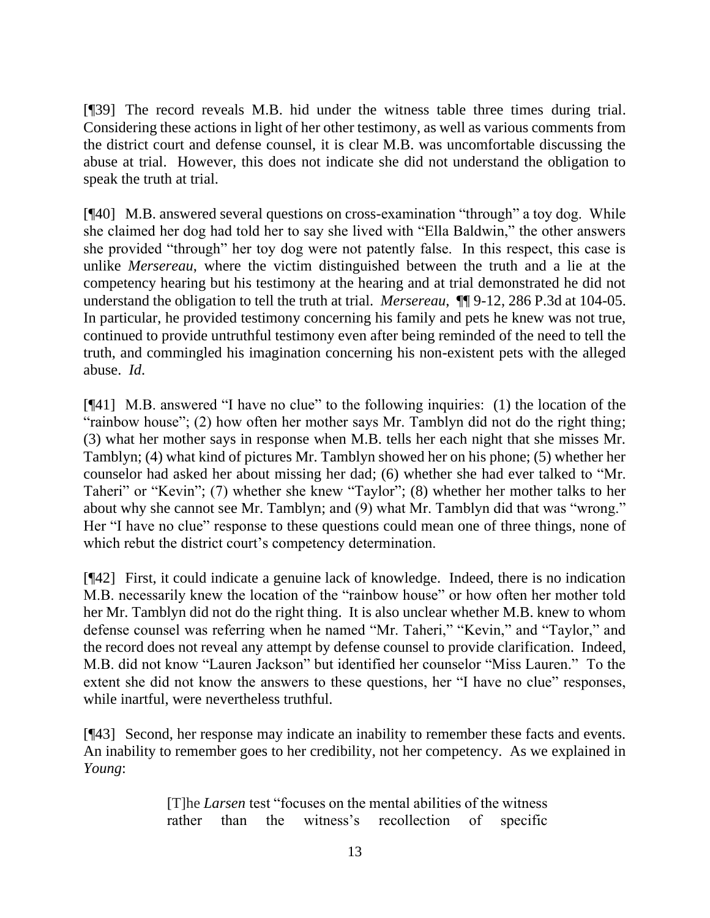[¶39] The record reveals M.B. hid under the witness table three times during trial. Considering these actions in light of her other testimony, as well as various comments from the district court and defense counsel, it is clear M.B. was uncomfortable discussing the abuse at trial. However, this does not indicate she did not understand the obligation to speak the truth at trial.

[¶40] M.B. answered several questions on cross-examination "through" a toy dog. While she claimed her dog had told her to say she lived with "Ella Baldwin," the other answers she provided "through" her toy dog were not patently false. In this respect, this case is unlike *Mersereau*, where the victim distinguished between the truth and a lie at the competency hearing but his testimony at the hearing and at trial demonstrated he did not understand the obligation to tell the truth at trial. *Mersereau*, ¶¶ 9-12, 286 P.3d at 104-05. In particular, he provided testimony concerning his family and pets he knew was not true, continued to provide untruthful testimony even after being reminded of the need to tell the truth, and commingled his imagination concerning his non-existent pets with the alleged abuse. *Id*.

[¶41] M.B. answered "I have no clue" to the following inquiries: (1) the location of the "rainbow house"; (2) how often her mother says Mr. Tamblyn did not do the right thing; (3) what her mother says in response when M.B. tells her each night that she misses Mr. Tamblyn; (4) what kind of pictures Mr. Tamblyn showed her on his phone; (5) whether her counselor had asked her about missing her dad; (6) whether she had ever talked to "Mr. Taheri" or "Kevin"; (7) whether she knew "Taylor"; (8) whether her mother talks to her about why she cannot see Mr. Tamblyn; and (9) what Mr. Tamblyn did that was "wrong." Her "I have no clue" response to these questions could mean one of three things, none of which rebut the district court's competency determination.

[¶42] First, it could indicate a genuine lack of knowledge. Indeed, there is no indication M.B. necessarily knew the location of the "rainbow house" or how often her mother told her Mr. Tamblyn did not do the right thing. It is also unclear whether M.B. knew to whom defense counsel was referring when he named "Mr. Taheri," "Kevin," and "Taylor," and the record does not reveal any attempt by defense counsel to provide clarification. Indeed, M.B. did not know "Lauren Jackson" but identified her counselor "Miss Lauren." To the extent she did not know the answers to these questions, her "I have no clue" responses, while inartful, were nevertheless truthful.

[¶43] Second, her response may indicate an inability to remember these facts and events. An inability to remember goes to her credibility, not her competency. As we explained in *Young*:

> [T]he *Larsen* test "focuses on the mental abilities of the witness rather than the witness's recollection of specific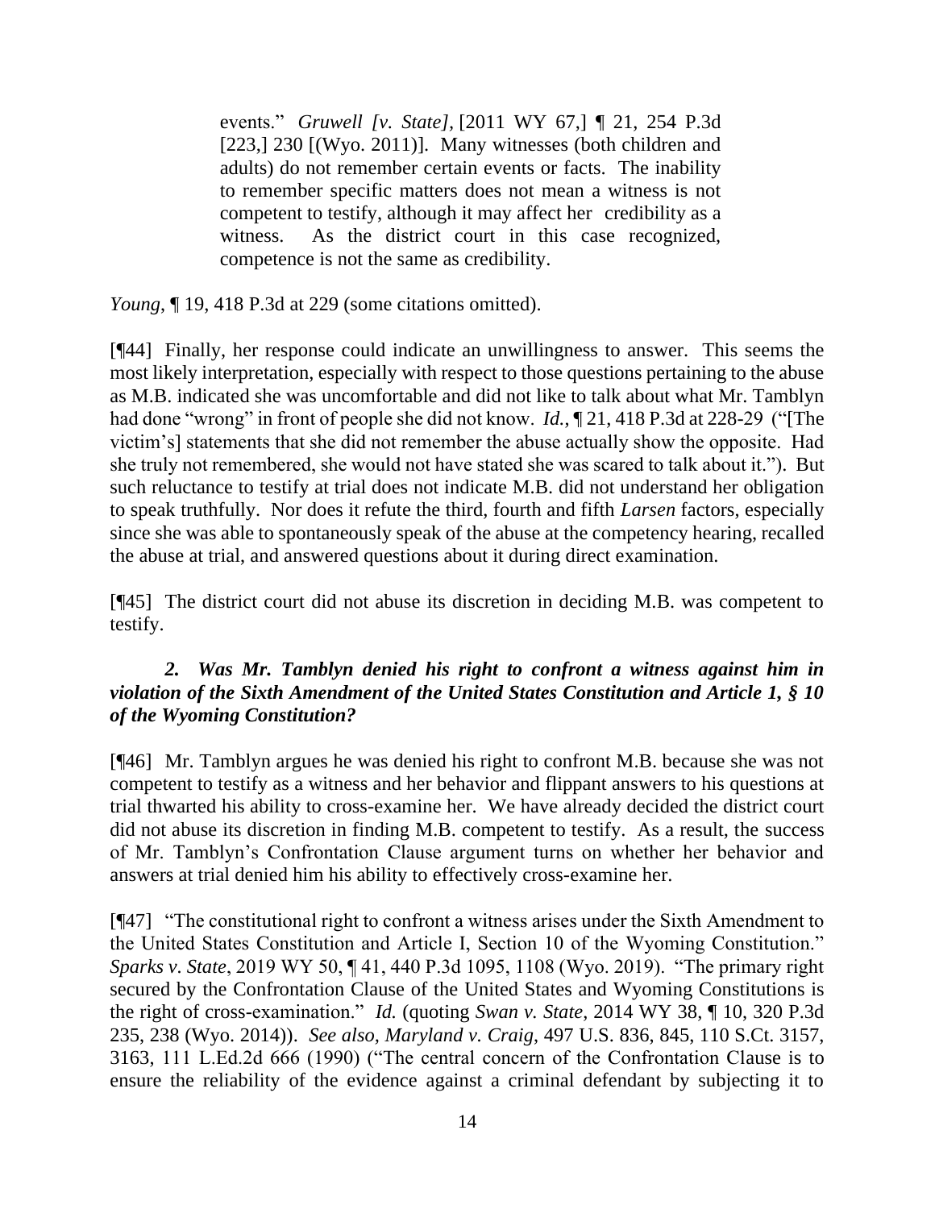> events." *Gruwell [v. State],* [2011 WY 67,] ¶ 21, 254 P.3d [223,] 230 [(Wyo. 2011)]. Many witnesses (both children and adults) do not remember certain events or facts. The inability to remember specific matters does not mean a witness is not competent to testify, although it may affect her credibility as a witness. As the district court in this case recognized, competence is not the same as credibility.

*Young*, ¶ 19, 418 P.3d at 229 (some citations omitted).

[¶44] Finally, her response could indicate an unwillingness to answer. This seems the most likely interpretation, especially with respect to those questions pertaining to the abuse as M.B. indicated she was uncomfortable and did not like to talk about what Mr. Tamblyn had done "wrong" in front of people she did not know. *Id.*, ¶ 21, 418 P.3d at 228-29 ("[The victim's] statements that she did not remember the abuse actually show the opposite. Had she truly not remembered, she would not have stated she was scared to talk about it."). But such reluctance to testify at trial does not indicate M.B. did not understand her obligation to speak truthfully. Nor does it refute the third, fourth and fifth *Larsen* factors, especially since she was able to spontaneously speak of the abuse at the competency hearing, recalled the abuse at trial, and answered questions about it during direct examination.

[¶45] The district court did not abuse its discretion in deciding M.B. was competent to testify.

### *2. Was Mr. Tamblyn denied his right to confront a witness against him in violation of the Sixth Amendment of the United States Constitution and Article 1, § 10 of the Wyoming Constitution?*

[¶46] Mr. Tamblyn argues he was denied his right to confront M.B. because she was not competent to testify as a witness and her behavior and flippant answers to his questions at trial thwarted his ability to cross-examine her. We have already decided the district court did not abuse its discretion in finding M.B. competent to testify. As a result, the success of Mr. Tamblyn's Confrontation Clause argument turns on whether her behavior and answers at trial denied him his ability to effectively cross-examine her.

[¶47] "The constitutional right to confront a witness arises under the Sixth Amendment to the United States Constitution and Article I, Section 10 of the Wyoming Constitution." *Sparks v. State*, 2019 WY 50, ¶ 41, 440 P.3d 1095, 1108 (Wyo. 2019). "The primary right secured by the Confrontation Clause of the United States and Wyoming Constitutions is the right of cross-examination." *Id.* (quoting *Swan v. State*, 2014 WY 38, ¶ 10, 320 P.3d 235, 238 (Wyo. 2014)). *See also, Maryland v. Craig*, 497 U.S. 836, 845, 110 S.Ct. 3157, 3163, 111 L.Ed.2d 666 (1990) ("The central concern of the Confrontation Clause is to ensure the reliability of the evidence against a criminal defendant by subjecting it to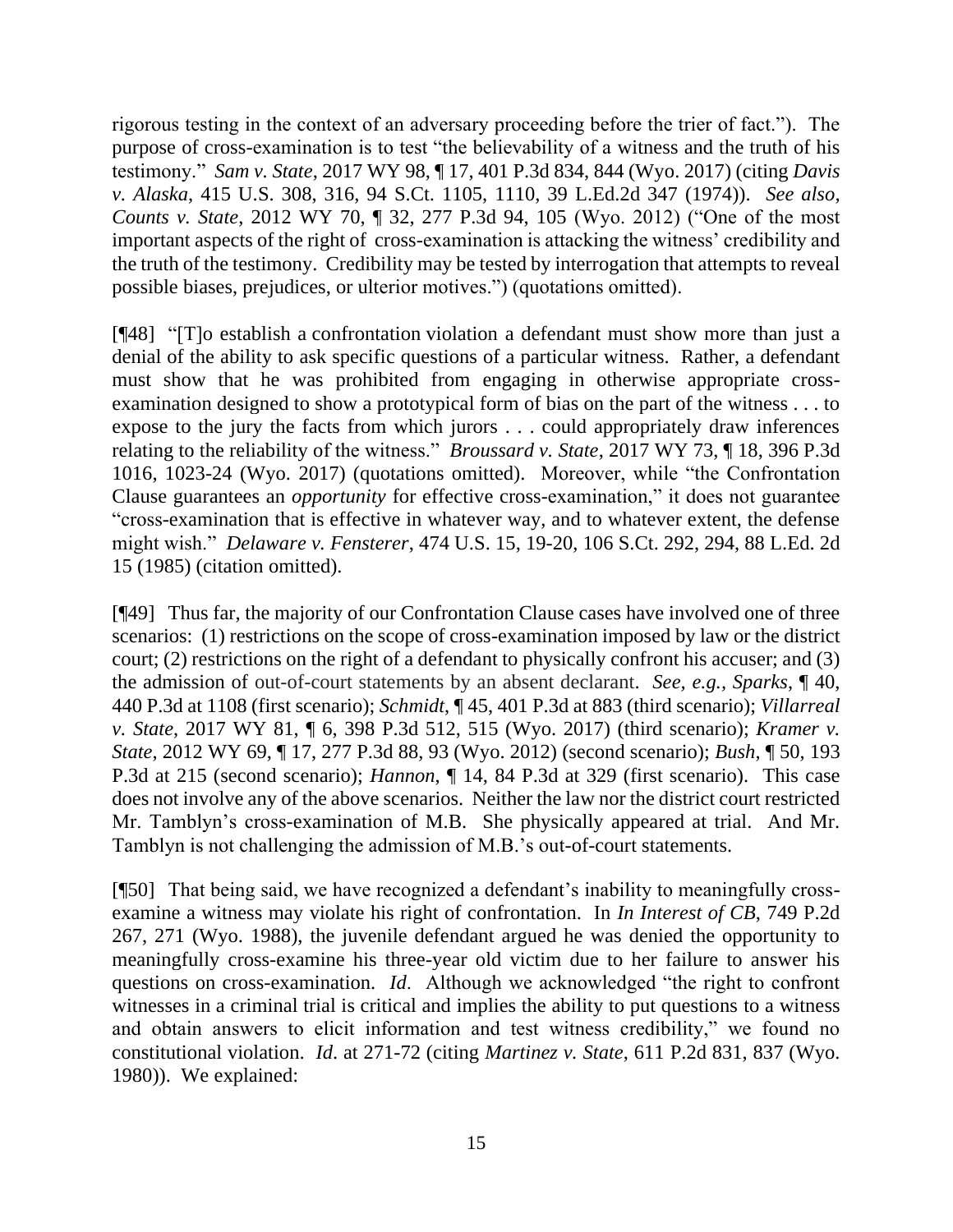rigorous testing in the context of an adversary proceeding before the trier of fact."). The purpose of cross-examination is to test "the believability of a witness and the truth of his testimony." *Sam v. State*, 2017 WY 98, ¶ 17, 401 P.3d 834, 844 (Wyo. 2017) (citing *Davis v. Alaska*, 415 U.S. 308, 316, 94 S.Ct. 1105, 1110, 39 L.Ed.2d 347 (1974)). *See also, Counts v. State*, 2012 WY 70, ¶ 32, 277 P.3d 94, 105 (Wyo. 2012) ("One of the most important aspects of the right of cross-examination is attacking the witness' credibility and the truth of the testimony. Credibility may be tested by interrogation that attempts to reveal possible biases, prejudices, or ulterior motives.") (quotations omitted).

[¶48] "[T]o establish a confrontation violation a defendant must show more than just a denial of the ability to ask specific questions of a particular witness. Rather, a defendant must show that he was prohibited from engaging in otherwise appropriate cross-examination designed to show a prototypical form of bias on the part of the witness . . . to expose to the jury the facts from which jurors . . . could appropriately draw inferences relating to the reliability of the witness." *Broussard v. State*, 2017 WY 73, ¶ 18, 396 P.3d 1016, 1023-24 (Wyo. 2017) (quotations omitted). Moreover, while "the Confrontation Clause guarantees an *opportunity* for effective cross-examination," it does not guarantee "cross-examination that is effective in whatever way, and to whatever extent, the defense might wish." *Delaware v. Fensterer*, 474 U.S. 15, 19-20, 106 S.Ct. 292, 294, 88 L.Ed. 2d 15 (1985) (citation omitted).

[¶49] Thus far, the majority of our Confrontation Clause cases have involved one of three scenarios: (1) restrictions on the scope of cross-examination imposed by law or the district court; (2) restrictions on the right of a defendant to physically confront his accuser; and (3) the admission of out-of-court statements by an absent declarant. *See, e.g.*, *Sparks*, ¶ 40, 440 P.3d at 1108 (first scenario); *Schmidt*, ¶ 45, 401 P.3d at 883 (third scenario); *Villarreal v. State*, 2017 WY 81, ¶ 6, 398 P.3d 512, 515 (Wyo. 2017) (third scenario); *Kramer v. State*, 2012 WY 69, ¶ 17, 277 P.3d 88, 93 (Wyo. 2012) (second scenario); *Bush*, ¶ 50, 193 P.3d at 215 (second scenario); *Hannon*, ¶ 14, 84 P.3d at 329 (first scenario). This case does not involve any of the above scenarios. Neither the law nor the district court restricted Mr. Tamblyn's cross-examination of M.B. She physically appeared at trial. And Mr. Tamblyn is not challenging the admission of M.B.'s out-of-court statements.

[¶50] That being said, we have recognized a defendant's inability to meaningfully cross-examine a witness may violate his right of confrontation. In *In Interest of CB*, 749 P.2d 267, 271 (Wyo. 1988), the juvenile defendant argued he was denied the opportunity to meaningfully cross-examine his three-year old victim due to her failure to answer his questions on cross-examination. *Id*. Although we acknowledged "the right to confront witnesses in a criminal trial is critical and implies the ability to put questions to a witness and obtain answers to elicit information and test witness credibility," we found no constitutional violation. *Id*. at 271-72 (citing *Martinez v. State*, 611 P.2d 831, 837 (Wyo. 1980)). We explained: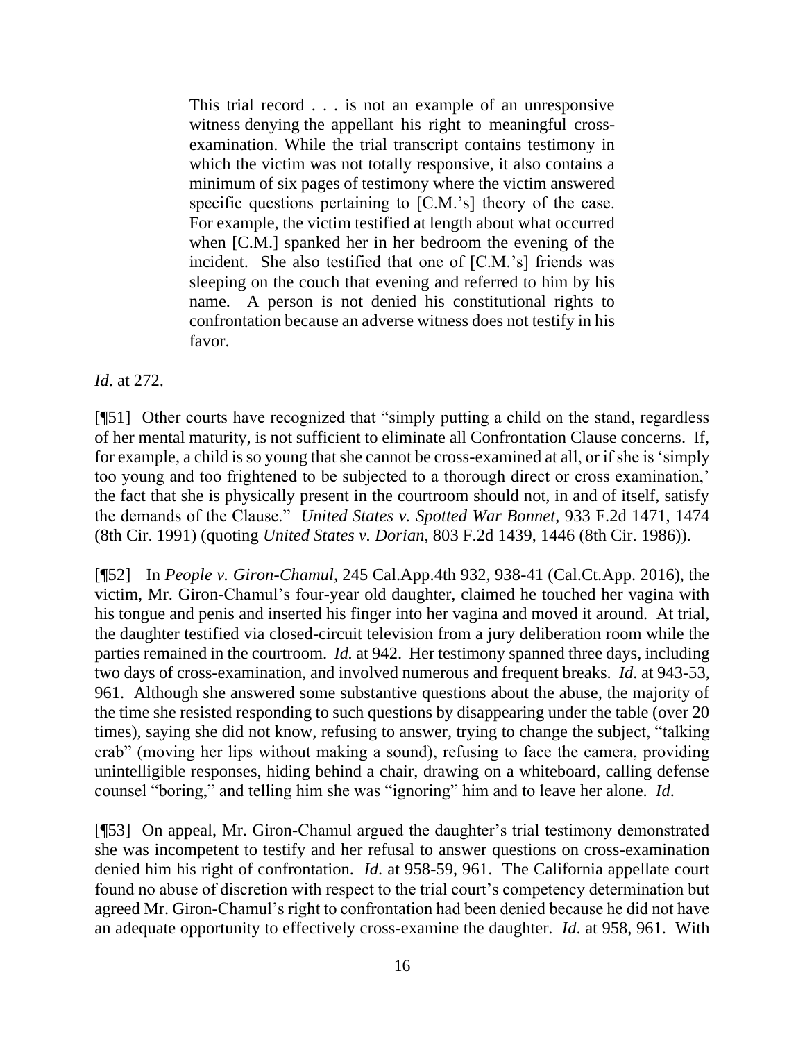> This trial record . . . is not an example of an unresponsive witness denying the appellant his right to meaningful cross-examination. While the trial transcript contains testimony in which the victim was not totally responsive, it also contains a minimum of six pages of testimony where the victim answered specific questions pertaining to [C.M.'s] theory of the case. For example, the victim testified at length about what occurred when [C.M.] spanked her in her bedroom the evening of the incident. She also testified that one of [C.M.'s] friends was sleeping on the couch that evening and referred to him by his name. A person is not denied his constitutional rights to confrontation because an adverse witness does not testify in his favor.

*Id*. at 272.

[¶51] Other courts have recognized that "simply putting a child on the stand, regardless of her mental maturity, is not sufficient to eliminate all Confrontation Clause concerns. If, for example, a child is so young that she cannot be cross-examined at all, or if she is 'simply too young and too frightened to be subjected to a thorough direct or cross examination,' the fact that she is physically present in the courtroom should not, in and of itself, satisfy the demands of the Clause." *United States v. Spotted War Bonnet*, 933 F.2d 1471, 1474 (8th Cir. 1991) (quoting *United States v. Dorian*, 803 F.2d 1439, 1446 (8th Cir. 1986)).

[¶52] In *People v. Giron-Chamul*, 245 Cal.App.4th 932, 938-41 (Cal.Ct.App. 2016), the victim, Mr. Giron-Chamul's four-year old daughter, claimed he touched her vagina with his tongue and penis and inserted his finger into her vagina and moved it around. At trial, the daughter testified via closed-circuit television from a jury deliberation room while the parties remained in the courtroom. *Id.* at 942. Her testimony spanned three days, including two days of cross-examination, and involved numerous and frequent breaks. *Id*. at 943-53, 961. Although she answered some substantive questions about the abuse, the majority of the time she resisted responding to such questions by disappearing under the table (over 20 times), saying she did not know, refusing to answer, trying to change the subject, "talking crab" (moving her lips without making a sound), refusing to face the camera, providing unintelligible responses, hiding behind a chair, drawing on a whiteboard, calling defense counsel "boring," and telling him she was "ignoring" him and to leave her alone. *Id*.

[¶53] On appeal, Mr. Giron-Chamul argued the daughter's trial testimony demonstrated she was incompetent to testify and her refusal to answer questions on cross-examination denied him his right of confrontation. *Id*. at 958-59, 961. The California appellate court found no abuse of discretion with respect to the trial court's competency determination but agreed Mr. Giron-Chamul's right to confrontation had been denied because he did not have an adequate opportunity to effectively cross-examine the daughter. *Id*. at 958, 961. With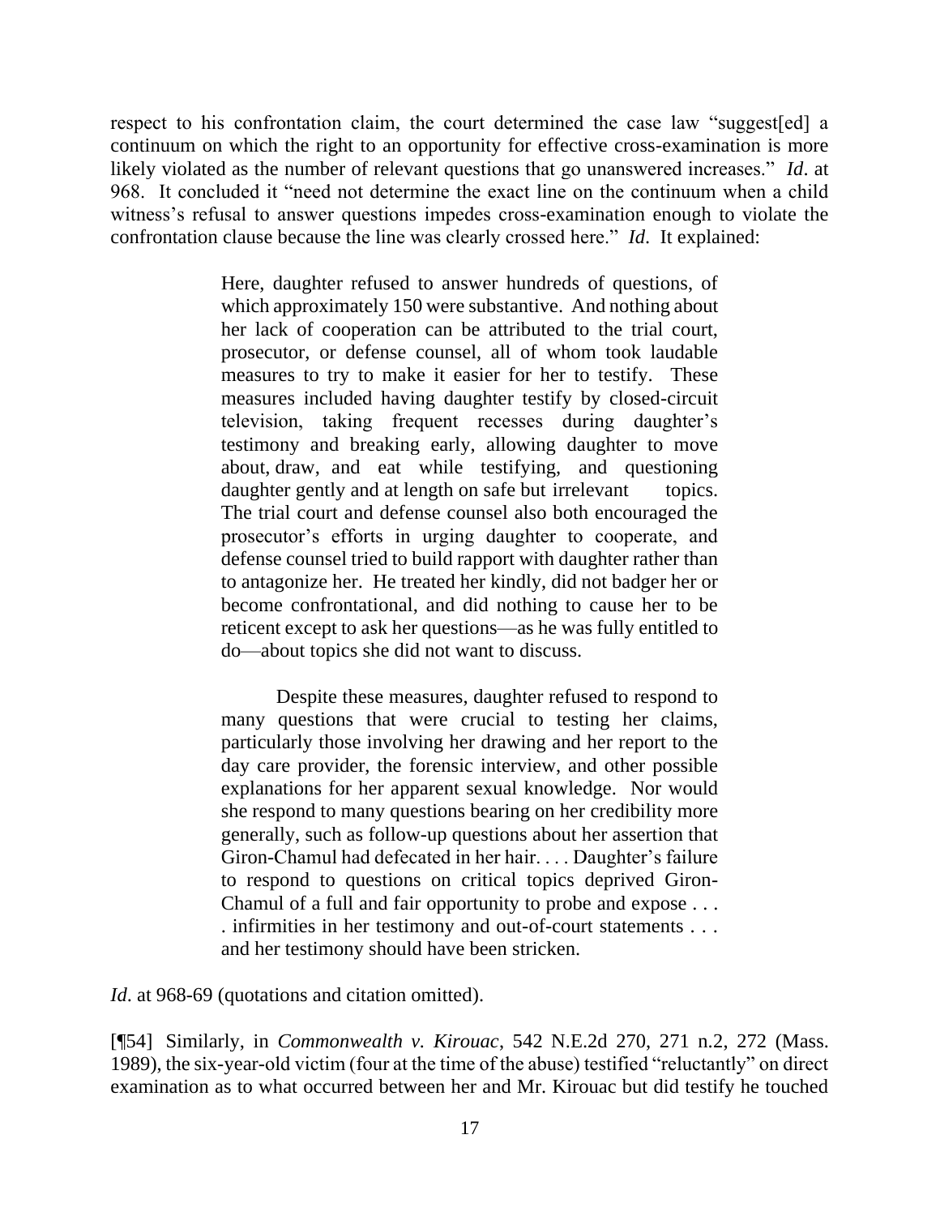respect to his confrontation claim, the court determined the case law "suggest[ed] a continuum on which the right to an opportunity for effective cross-examination is more likely violated as the number of relevant questions that go unanswered increases." *Id*. at 968. It concluded it "need not determine the exact line on the continuum when a child witness's refusal to answer questions impedes cross-examination enough to violate the confrontation clause because the line was clearly crossed here." *Id*. It explained:

> Here, daughter refused to answer hundreds of questions, of which approximately 150 were substantive. And nothing about her lack of cooperation can be attributed to the trial court, prosecutor, or defense counsel, all of whom took laudable measures to try to make it easier for her to testify. These measures included having daughter testify by closed-circuit television, taking frequent recesses during daughter's testimony and breaking early, allowing daughter to move about, draw, and eat while testifying, and questioning daughter gently and at length on safe but irrelevant topics. The trial court and defense counsel also both encouraged the prosecutor's efforts in urging daughter to cooperate, and defense counsel tried to build rapport with daughter rather than to antagonize her. He treated her kindly, did not badger her or become confrontational, and did nothing to cause her to be reticent except to ask her questions—as he was fully entitled to do—about topics she did not want to discuss.
>
> Despite these measures, daughter refused to respond to many questions that were crucial to testing her claims, particularly those involving her drawing and her report to the day care provider, the forensic interview, and other possible explanations for her apparent sexual knowledge. Nor would she respond to many questions bearing on her credibility more generally, such as follow-up questions about her assertion that Giron-Chamul had defecated in her hair. . . . Daughter's failure to respond to questions on critical topics deprived Giron-Chamul of a full and fair opportunity to probe and expose . . . . infirmities in her testimony and out-of-court statements . . . and her testimony should have been stricken.

*Id*. at 968-69 (quotations and citation omitted).

[¶54] Similarly, in *Commonwealth v. Kirouac*, 542 N.E.2d 270, 271 n.2, 272 (Mass. 1989), the six-year-old victim (four at the time of the abuse) testified "reluctantly" on direct examination as to what occurred between her and Mr. Kirouac but did testify he touched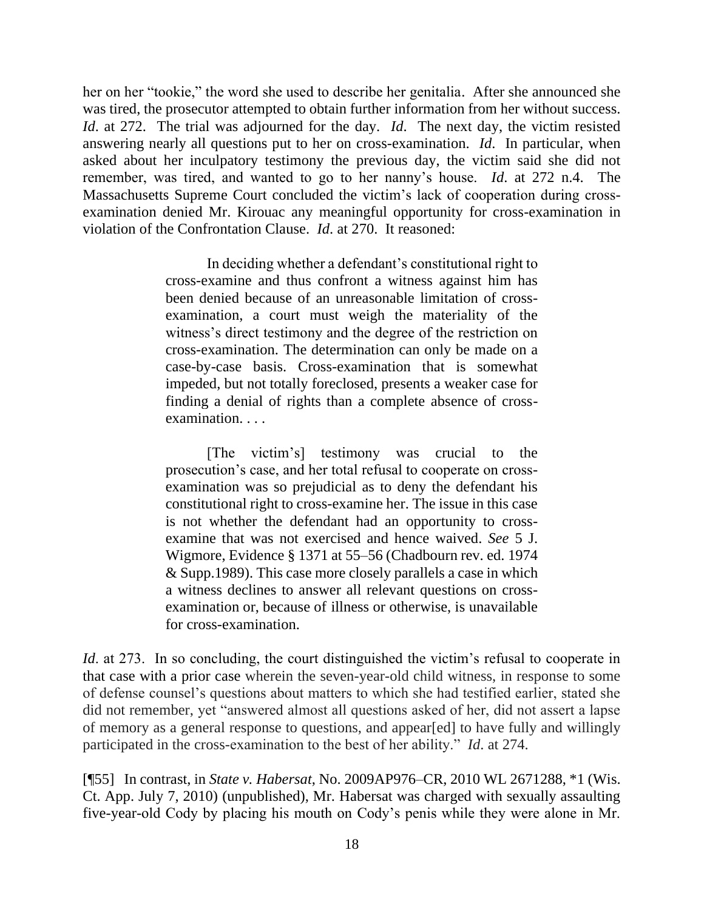her on her "tookie," the word she used to describe her genitalia. After she announced she was tired, the prosecutor attempted to obtain further information from her without success. *Id*. at 272. The trial was adjourned for the day. *Id*. The next day, the victim resisted answering nearly all questions put to her on cross-examination. *Id*. In particular, when asked about her inculpatory testimony the previous day, the victim said she did not remember, was tired, and wanted to go to her nanny's house. *Id*. at 272 n.4. The Massachusetts Supreme Court concluded the victim's lack of cooperation during cross-examination denied Mr. Kirouac any meaningful opportunity for cross-examination in violation of the Confrontation Clause. *Id*. at 270. It reasoned:

> In deciding whether a defendant's constitutional right to cross-examine and thus confront a witness against him has been denied because of an unreasonable limitation of cross-examination, a court must weigh the materiality of the witness's direct testimony and the degree of the restriction on cross-examination. The determination can only be made on a case-by-case basis. Cross-examination that is somewhat impeded, but not totally foreclosed, presents a weaker case for finding a denial of rights than a complete absence of cross-examination. . . .
>
> [The victim's] testimony was crucial to the prosecution's case, and her total refusal to cooperate on cross-examination was so prejudicial as to deny the defendant his constitutional right to cross-examine her. The issue in this case is not whether the defendant had an opportunity to cross-examine that was not exercised and hence waived. *See* 5 J. Wigmore, Evidence § 1371 at 55–56 (Chadbourn rev. ed. 1974 & Supp.1989). This case more closely parallels a case in which a witness declines to answer all relevant questions on cross-examination or, because of illness or otherwise, is unavailable for cross-examination.

*Id*. at 273. In so concluding, the court distinguished the victim's refusal to cooperate in that case with a prior case wherein the seven-year-old child witness, in response to some of defense counsel's questions about matters to which she had testified earlier, stated she did not remember, yet "answered almost all questions asked of her, did not assert a lapse of memory as a general response to questions, and appear[ed] to have fully and willingly participated in the cross-examination to the best of her ability." *Id*. at 274.

[¶55] In contrast, in *State v. Habersat*, No. 2009AP976–CR, 2010 WL 2671288, *1 (Wis. Ct. App. July 7, 2010) (unpublished), Mr. Habersat was charged with sexually assaulting five-year-old Cody by placing his mouth on Cody's penis while they were alone in Mr.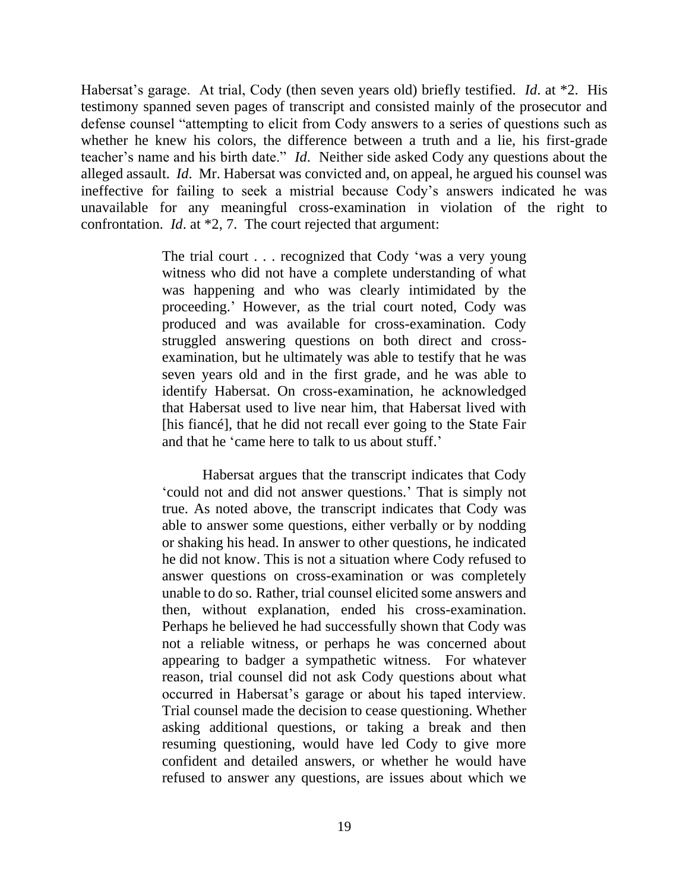Habersat's garage. At trial, Cody (then seven years old) briefly testified. *Id*. at *2. His testimony spanned seven pages of transcript and consisted mainly of the prosecutor and defense counsel "attempting to elicit from Cody answers to a series of questions such as whether he knew his colors, the difference between a truth and a lie, his first-grade teacher's name and his birth date." *Id*. Neither side asked Cody any questions about the alleged assault. *Id*. Mr. Habersat was convicted and, on appeal, he argued his counsel was ineffective for failing to seek a mistrial because Cody's answers indicated he was unavailable for any meaningful cross-examination in violation of the right to confrontation. *Id*. at *2, 7. The court rejected that argument:

> The trial court . . . recognized that Cody 'was a very young witness who did not have a complete understanding of what was happening and who was clearly intimidated by the proceeding.' However, as the trial court noted, Cody was produced and was available for cross-examination. Cody struggled answering questions on both direct and cross-examination, but he ultimately was able to testify that he was seven years old and in the first grade, and he was able to identify Habersat. On cross-examination, he acknowledged that Habersat used to live near him, that Habersat lived with [his fiancé], that he did not recall ever going to the State Fair and that he 'came here to talk to us about stuff.'
>
> Habersat argues that the transcript indicates that Cody 'could not and did not answer questions.' That is simply not true. As noted above, the transcript indicates that Cody was able to answer some questions, either verbally or by nodding or shaking his head. In answer to other questions, he indicated he did not know. This is not a situation where Cody refused to answer questions on cross-examination or was completely unable to do so. Rather, trial counsel elicited some answers and then, without explanation, ended his cross-examination. Perhaps he believed he had successfully shown that Cody was not a reliable witness, or perhaps he was concerned about appearing to badger a sympathetic witness. For whatever reason, trial counsel did not ask Cody questions about what occurred in Habersat's garage or about his taped interview. Trial counsel made the decision to cease questioning. Whether asking additional questions, or taking a break and then resuming questioning, would have led Cody to give more confident and detailed answers, or whether he would have refused to answer any questions, are issues about which we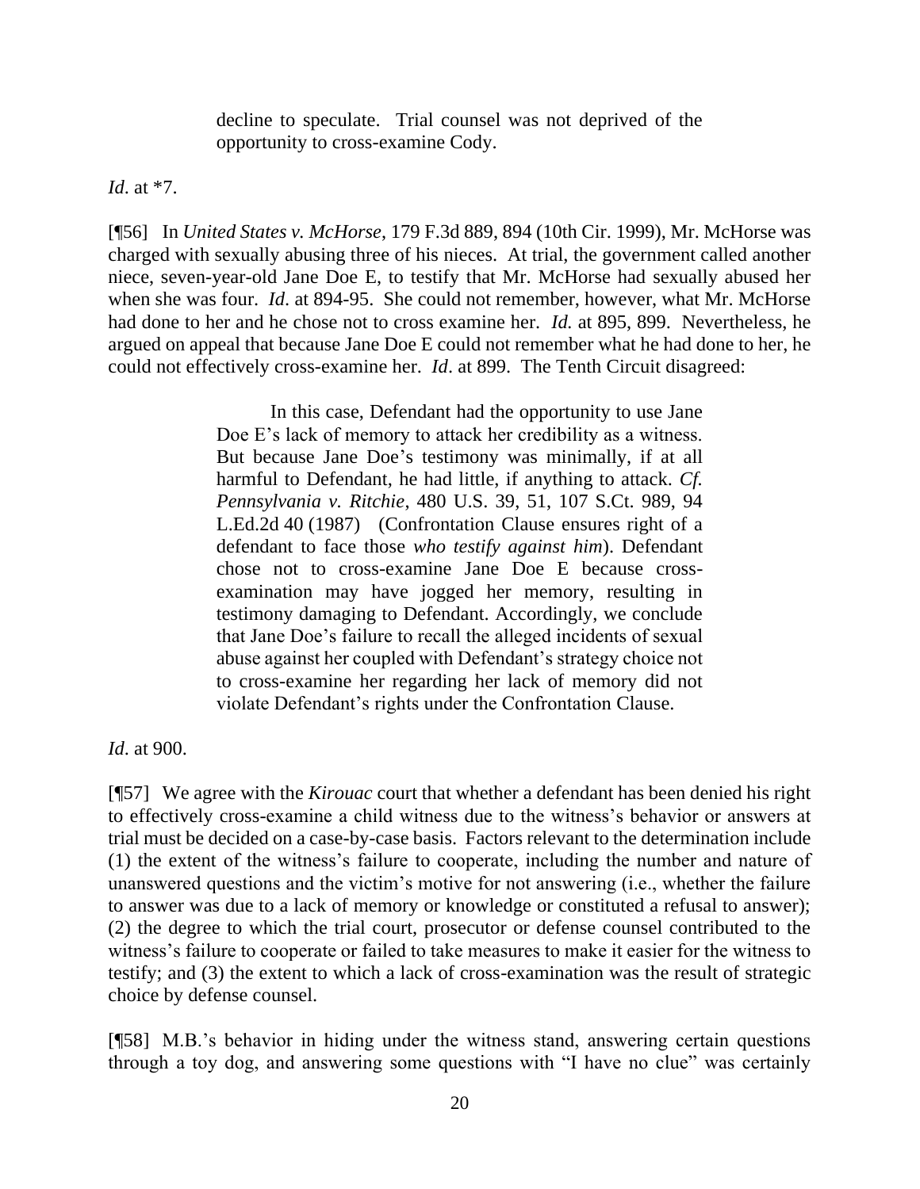> decline to speculate. Trial counsel was not deprived of the opportunity to cross-examine Cody.

*Id*. at *7.

[¶56] In *United States v. McHorse*, 179 F.3d 889, 894 (10th Cir. 1999), Mr. McHorse was charged with sexually abusing three of his nieces. At trial, the government called another niece, seven-year-old Jane Doe E, to testify that Mr. McHorse had sexually abused her when she was four. *Id*. at 894-95. She could not remember, however, what Mr. McHorse had done to her and he chose not to cross examine her. *Id.* at 895, 899. Nevertheless, he argued on appeal that because Jane Doe E could not remember what he had done to her, he could not effectively cross-examine her. *Id*. at 899. The Tenth Circuit disagreed:

> In this case, Defendant had the opportunity to use Jane Doe E's lack of memory to attack her credibility as a witness. But because Jane Doe's testimony was minimally, if at all harmful to Defendant, he had little, if anything to attack. *Cf. Pennsylvania v. Ritchie*, 480 U.S. 39, 51, 107 S.Ct. 989, 94 L.Ed.2d 40 (1987) (Confrontation Clause ensures right of a defendant to face those *who testify against him*). Defendant chose not to cross-examine Jane Doe E because cross-examination may have jogged her memory, resulting in testimony damaging to Defendant. Accordingly, we conclude that Jane Doe's failure to recall the alleged incidents of sexual abuse against her coupled with Defendant's strategy choice not to cross-examine her regarding her lack of memory did not violate Defendant's rights under the Confrontation Clause.

*Id*. at 900.

[¶57] We agree with the *Kirouac* court that whether a defendant has been denied his right to effectively cross-examine a child witness due to the witness's behavior or answers at trial must be decided on a case-by-case basis. Factors relevant to the determination include (1) the extent of the witness's failure to cooperate, including the number and nature of unanswered questions and the victim's motive for not answering (i.e., whether the failure to answer was due to a lack of memory or knowledge or constituted a refusal to answer); (2) the degree to which the trial court, prosecutor or defense counsel contributed to the witness's failure to cooperate or failed to take measures to make it easier for the witness to testify; and (3) the extent to which a lack of cross-examination was the result of strategic choice by defense counsel.

[¶58] M.B.'s behavior in hiding under the witness stand, answering certain questions through a toy dog, and answering some questions with "I have no clue" was certainly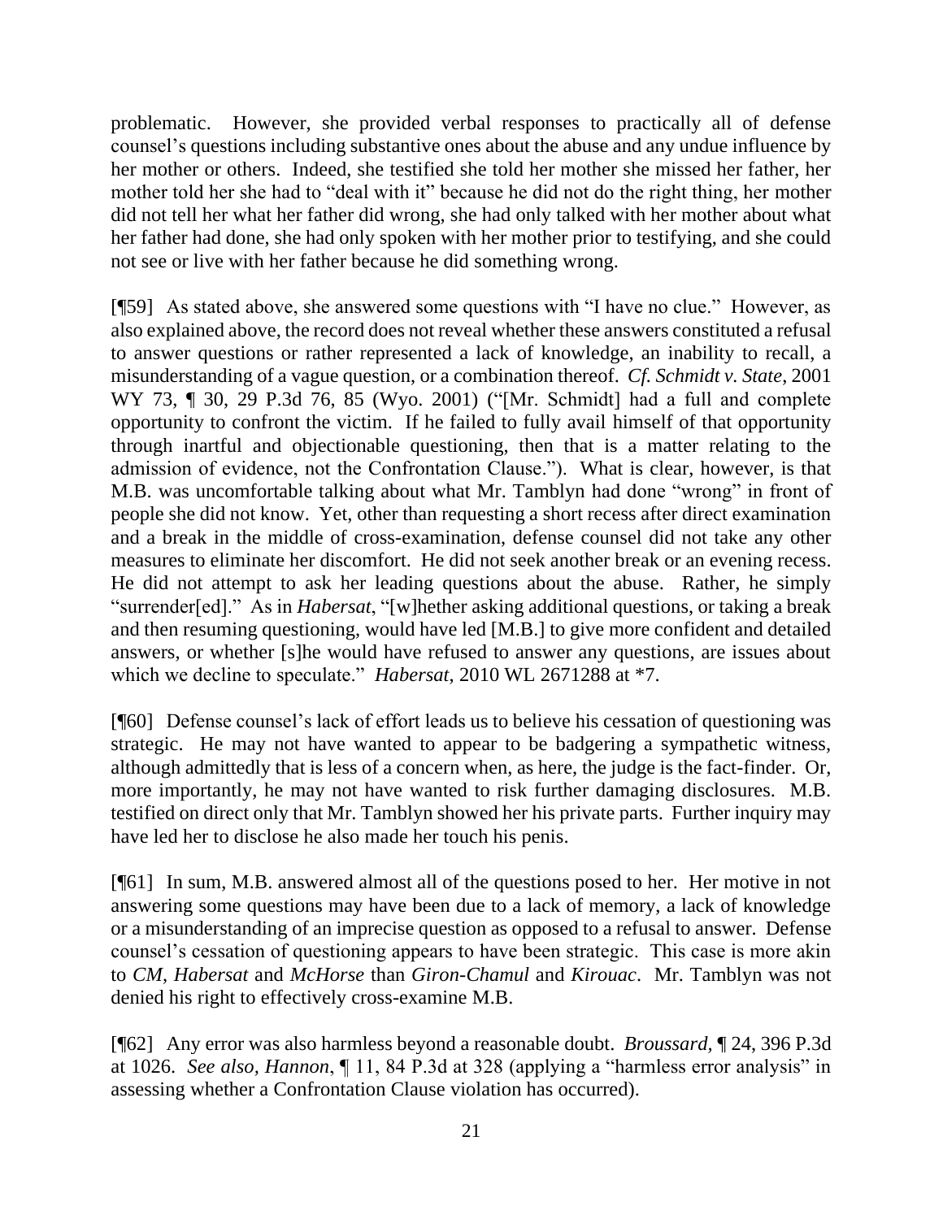problematic. However, she provided verbal responses to practically all of defense counsel's questions including substantive ones about the abuse and any undue influence by her mother or others. Indeed, she testified she told her mother she missed her father, her mother told her she had to "deal with it" because he did not do the right thing, her mother did not tell her what her father did wrong, she had only talked with her mother about what her father had done, she had only spoken with her mother prior to testifying, and she could not see or live with her father because he did something wrong.

[¶59] As stated above, she answered some questions with "I have no clue." However, as also explained above, the record does not reveal whether these answers constituted a refusal to answer questions or rather represented a lack of knowledge, an inability to recall, a misunderstanding of a vague question, or a combination thereof. *Cf. Schmidt v. State*, 2001 WY 73, ¶ 30, 29 P.3d 76, 85 (Wyo. 2001) ("[Mr. Schmidt] had a full and complete opportunity to confront the victim. If he failed to fully avail himself of that opportunity through inartful and objectionable questioning, then that is a matter relating to the admission of evidence, not the Confrontation Clause."). What is clear, however, is that M.B. was uncomfortable talking about what Mr. Tamblyn had done "wrong" in front of people she did not know. Yet, other than requesting a short recess after direct examination and a break in the middle of cross-examination, defense counsel did not take any other measures to eliminate her discomfort. He did not seek another break or an evening recess. He did not attempt to ask her leading questions about the abuse. Rather, he simply "surrender[ed]." As in *Habersat*, "[w]hether asking additional questions, or taking a break and then resuming questioning, would have led [M.B.] to give more confident and detailed answers, or whether [s]he would have refused to answer any questions, are issues about which we decline to speculate." *Habersat*, 2010 WL 2671288 at *7.

[¶60] Defense counsel's lack of effort leads us to believe his cessation of questioning was strategic. He may not have wanted to appear to be badgering a sympathetic witness, although admittedly that is less of a concern when, as here, the judge is the fact-finder. Or, more importantly, he may not have wanted to risk further damaging disclosures. M.B. testified on direct only that Mr. Tamblyn showed her his private parts. Further inquiry may have led her to disclose he also made her touch his penis.

[¶61] In sum, M.B. answered almost all of the questions posed to her. Her motive in not answering some questions may have been due to a lack of memory, a lack of knowledge or a misunderstanding of an imprecise question as opposed to a refusal to answer. Defense counsel's cessation of questioning appears to have been strategic. This case is more akin to *CM*, *Habersat* and *McHorse* than *Giron-Chamul* and *Kirouac*. Mr. Tamblyn was not denied his right to effectively cross-examine M.B.

[¶62] Any error was also harmless beyond a reasonable doubt. *Broussard*, ¶ 24, 396 P.3d at 1026. *See also, Hannon*, ¶ 11, 84 P.3d at 328 (applying a "harmless error analysis" in assessing whether a Confrontation Clause violation has occurred).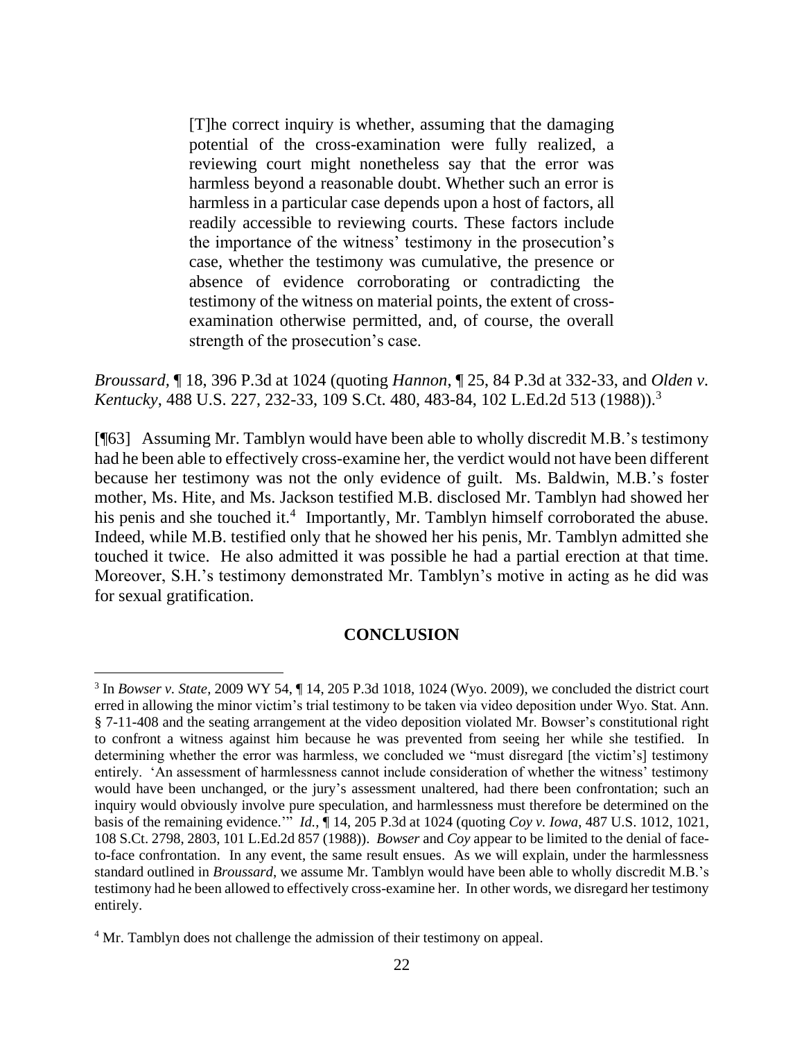> [T]he correct inquiry is whether, assuming that the damaging potential of the cross-examination were fully realized, a reviewing court might nonetheless say that the error was harmless beyond a reasonable doubt. Whether such an error is harmless in a particular case depends upon a host of factors, all readily accessible to reviewing courts. These factors include the importance of the witness' testimony in the prosecution's case, whether the testimony was cumulative, the presence or absence of evidence corroborating or contradicting the testimony of the witness on material points, the extent of cross-examination otherwise permitted, and, of course, the overall strength of the prosecution's case.

*Broussard*, ¶ 18, 396 P.3d at 1024 (quoting *Hannon*, ¶ 25, 84 P.3d at 332-33, and *Olden v. Kentucky*, 488 U.S. 227, 232-33, 109 S.Ct. 480, 483-84, 102 L.Ed.2d 513 (1988)).[3]

[¶63] Assuming Mr. Tamblyn would have been able to wholly discredit M.B.'s testimony had he been able to effectively cross-examine her, the verdict would not have been different because her testimony was not the only evidence of guilt. Ms. Baldwin, M.B.'s foster mother, Ms. Hite, and Ms. Jackson testified M.B. disclosed Mr. Tamblyn had showed her his penis and she touched it.[4] Importantly, Mr. Tamblyn himself corroborated the abuse. Indeed, while M.B. testified only that he showed her his penis, Mr. Tamblyn admitted she touched it twice. He also admitted it was possible he had a partial erection at that time. Moreover, S.H.'s testimony demonstrated Mr. Tamblyn's motive in acting as he did was for sexual gratification.

## CONCLUSION

---

[3] In *Bowser v. State*, 2009 WY 54, ¶ 14, 205 P.3d 1018, 1024 (Wyo. 2009), we concluded the district court erred in allowing the minor victim's trial testimony to be taken via video deposition under Wyo. Stat. Ann. § 7-11-408 and the seating arrangement at the video deposition violated Mr. Bowser's constitutional right to confront a witness against him because he was prevented from seeing her while she testified. In determining whether the error was harmless, we concluded we "must disregard [the victim's] testimony entirely. 'An assessment of harmlessness cannot include consideration of whether the witness' testimony would have been unchanged, or the jury's assessment unaltered, had there been confrontation; such an inquiry would obviously involve pure speculation, and harmlessness must therefore be determined on the basis of the remaining evidence.'" *Id.*, ¶ 14, 205 P.3d at 1024 (quoting *Coy v. Iowa*, 487 U.S. 1012, 1021, 108 S.Ct. 2798, 2803, 101 L.Ed.2d 857 (1988)). *Bowser* and *Coy* appear to be limited to the denial of face-to-face confrontation. In any event, the same result ensues. As we will explain, under the harmlessness standard outlined in *Broussard*, we assume Mr. Tamblyn would have been able to wholly discredit M.B.'s testimony had he been allowed to effectively cross-examine her. In other words, we disregard her testimony entirely.

[4] Mr. Tamblyn does not challenge the admission of their testimony on appeal.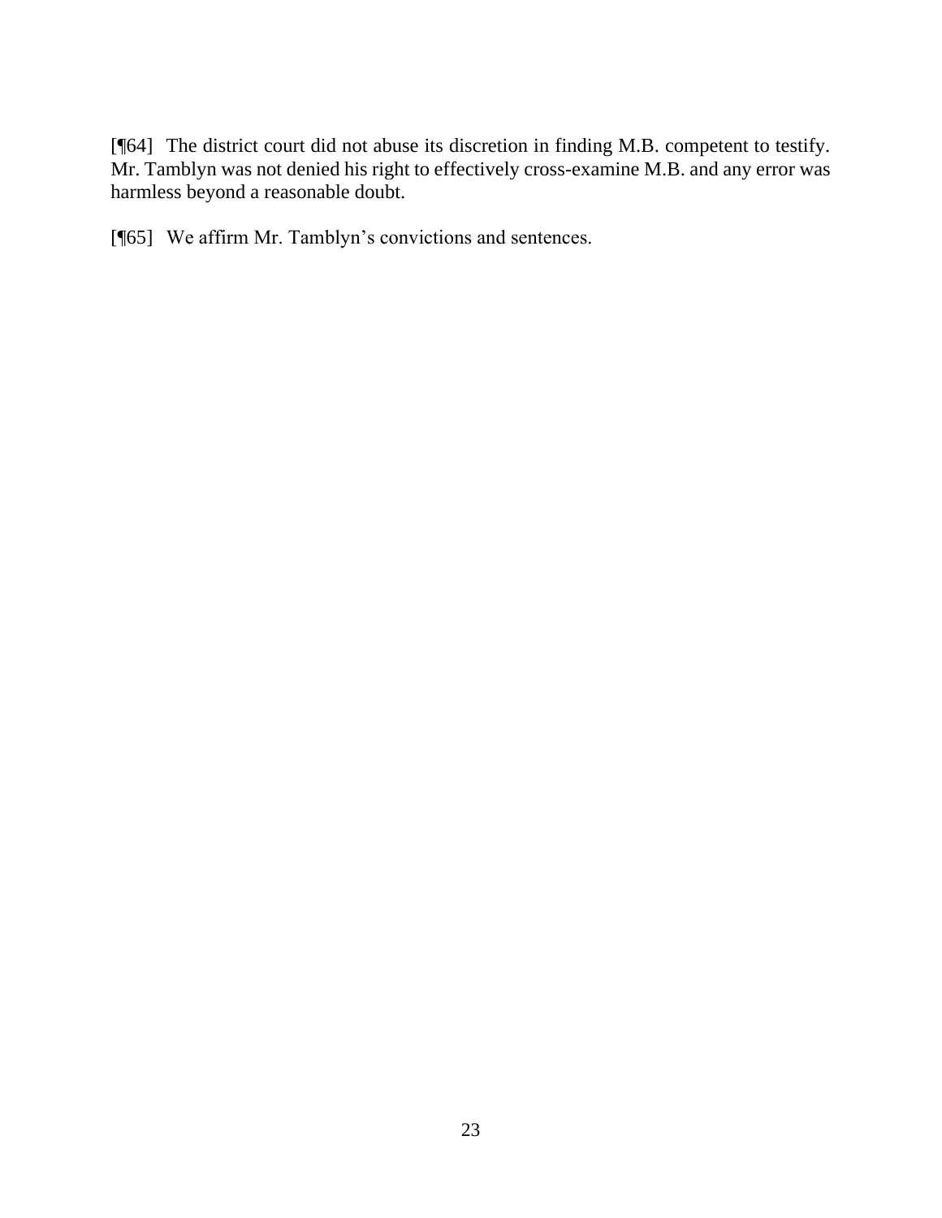[¶64] The district court did not abuse its discretion in finding M.B. competent to testify. Mr. Tamblyn was not denied his right to effectively cross-examine M.B. and any error was harmless beyond a reasonable doubt.

[¶65] We affirm Mr. Tamblyn's convictions and sentences.